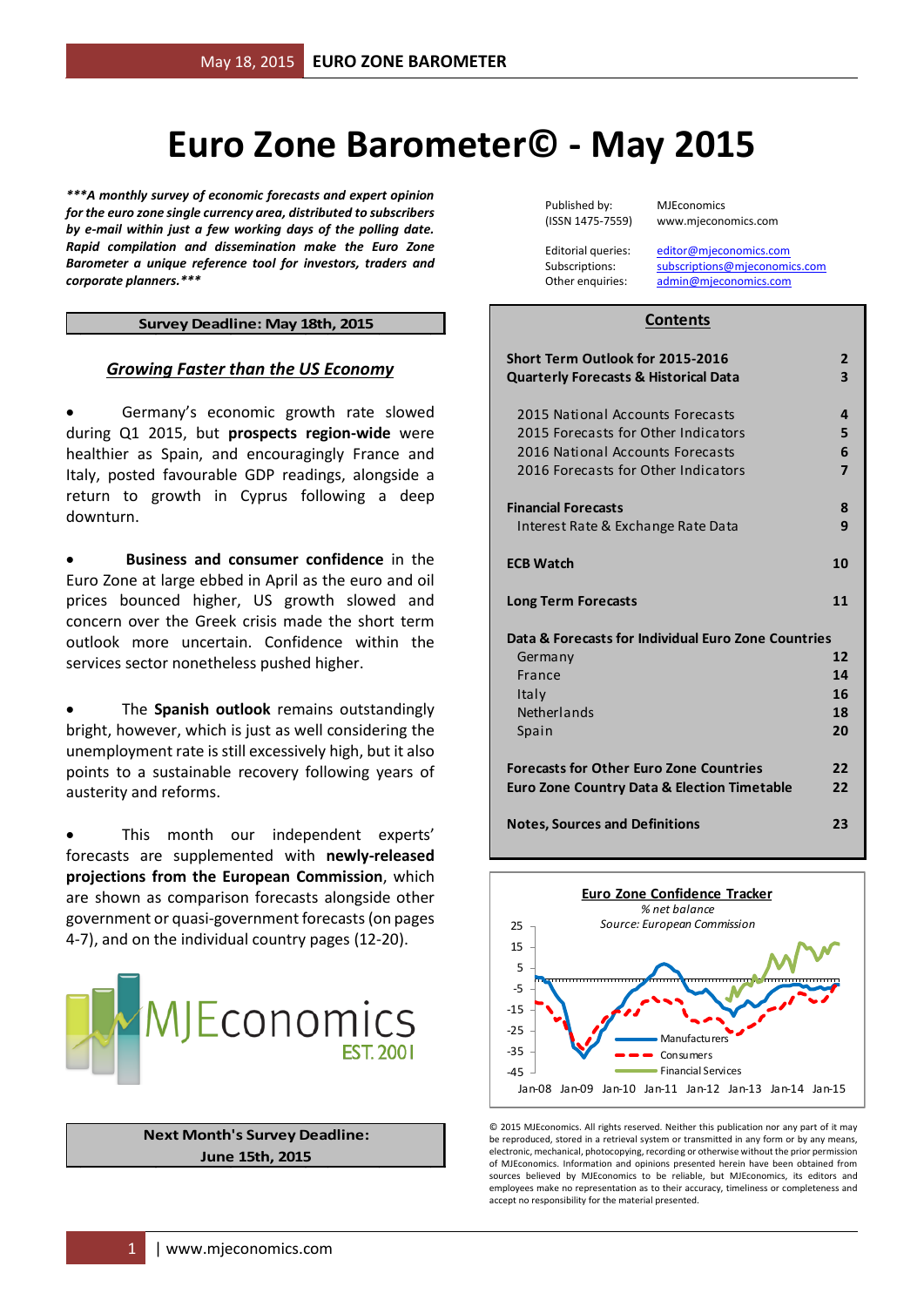# Euro Zone Barometer© - May 2015

***\*\*\*A monthly survey of economic forecasts and expert opinion for the euro zone single currency area, distributed to subscribers by e-mail within just a few working days of the polling date. Rapid compilation and dissemination make the Euro Zone Barometer a unique reference tool for investors, traders and corporate planners.\*\*\****

**Survey Deadline: May 18th, 2015**

## *Growing Faster than the US Economy*

- Germany's economic growth rate slowed during Q1 2015, but **prospects region-wide** were healthier as Spain, and encouragingly France and Italy, posted favourable GDP readings, alongside a return to growth in Cyprus following a deep downturn.

- **Business and consumer confidence** in the Euro Zone at large ebbed in April as the euro and oil prices bounced higher, US growth slowed and concern over the Greek crisis made the short term outlook more uncertain. Confidence within the services sector nonetheless pushed higher.

- The **Spanish outlook** remains outstandingly bright, however, which is just as well considering the unemployment rate is still excessively high, but it also points to a sustainable recovery following years of austerity and reforms.

- This month our independent experts' forecasts are supplemented with **newly-released projections from the European Commission**, which are shown as comparison forecasts alongside other government or quasi-government forecasts (on pages 4-7), and on the individual country pages (12-20).

MJEconomics EST. 2001

**Next Month's Survey Deadline: June 15th, 2015**

| | |
|---|---|
| Published by: (ISSN 1475-7559) | MJEconomics www.mjeconomics.com |
| Editorial queries: | editor@mjeconomics.com |
| Subscriptions: | subscriptions@mjeconomics.com |
| Other enquiries: | admin@mjeconomics.com |

## Contents

| | |
|---|---|
| **Short Term Outlook for 2015-2016** | **2** |
| **Quarterly Forecasts & Historical Data** | **3** |
| 2015 National Accounts Forecasts | 4 |
| 2015 Forecasts for Other Indicators | 5 |
| 2016 National Accounts Forecasts | 6 |
| 2016 Forecasts for Other Indicators | 7 |
| **Financial Forecasts** | **8** |
| Interest Rate & Exchange Rate Data | 9 |
| **ECB Watch** | **10** |
| **Long Term Forecasts** | **11** |
| **Data & Forecasts for Individual Euro Zone Countries** | |
| Germany | 12 |
| France | 14 |
| Italy | 16 |
| Netherlands | 18 |
| Spain | 20 |
| **Forecasts for Other Euro Zone Countries** | **22** |
| **Euro Zone Country Data & Election Timetable** | **22** |
| **Notes, Sources and Definitions** | **23** |

**Euro Zone Confidence Tracker**
*% net balance*
*Source: European Commission*

(Chart: Manufacturers, Consumers, Financial Services; Jan-08 to Jan-15; scale -45 to 25)

© 2015 MJEconomics. All rights reserved. Neither this publication nor any part of it may be reproduced, stored in a retrieval system or transmitted in any form or by any means, electronic, mechanical, photocopying, recording or otherwise without the prior permission of MJEconomics. Information and opinions presented herein have been obtained from sources believed by MJEconomics to be reliable, but MJEconomics, its editors and employees make no representation as to their accuracy, timeliness or completeness and accept no responsibility for the material presented.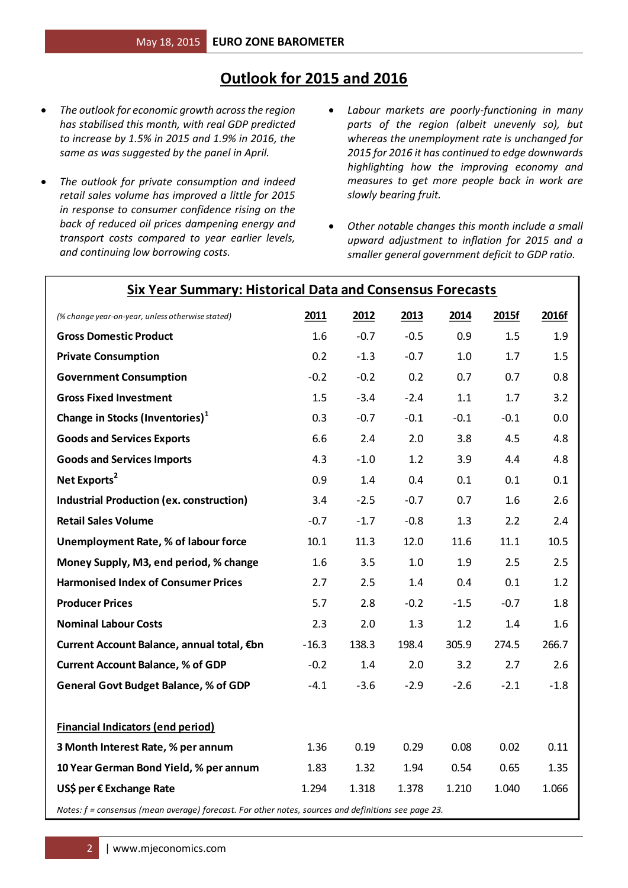# Outlook for 2015 and 2016

- *The outlook for economic growth across the region has stabilised this month, with real GDP predicted to increase by 1.5% in 2015 and 1.9% in 2016, the same as was suggested by the panel in April.*
- *The outlook for private consumption and indeed retail sales volume has improved a little for 2015 in response to consumer confidence rising on the back of reduced oil prices dampening energy and transport costs compared to year earlier levels, and continuing low borrowing costs.*
- *Labour markets are poorly-functioning in many parts of the region (albeit unevenly so), but whereas the unemployment rate is unchanged for 2015 for 2016 it has continued to edge downwards highlighting how the improving economy and measures to get more people back in work are slowly bearing fruit.*
- *Other notable changes this month include a small upward adjustment to inflation for 2015 and a smaller general government deficit to GDP ratio.*

## Six Year Summary: Historical Data and Consensus Forecasts

| *(% change year-on-year, unless otherwise stated)* | 2011 | 2012 | 2013 | 2014 | 2015f | 2016f |
|---|---|---|---|---|---|---|
| **Gross Domestic Product** | 1.6 | -0.7 | -0.5 | 0.9 | 1.5 | 1.9 |
| **Private Consumption** | 0.2 | -1.3 | -0.7 | 1.0 | 1.7 | 1.5 |
| **Government Consumption** | -0.2 | -0.2 | 0.2 | 0.7 | 0.7 | 0.8 |
| **Gross Fixed Investment** | 1.5 | -3.4 | -2.4 | 1.1 | 1.7 | 3.2 |
| **Change in Stocks (Inventories)**[1] | 0.3 | -0.7 | -0.1 | -0.1 | -0.1 | 0.0 |
| **Goods and Services Exports** | 6.6 | 2.4 | 2.0 | 3.8 | 4.5 | 4.8 |
| **Goods and Services Imports** | 4.3 | -1.0 | 1.2 | 3.9 | 4.4 | 4.8 |
| **Net Exports**[2] | 0.9 | 1.4 | 0.4 | 0.1 | 0.1 | 0.1 |
| **Industrial Production (ex. construction)** | 3.4 | -2.5 | -0.7 | 0.7 | 1.6 | 2.6 |
| **Retail Sales Volume** | -0.7 | -1.7 | -0.8 | 1.3 | 2.2 | 2.4 |
| **Unemployment Rate, % of labour force** | 10.1 | 11.3 | 12.0 | 11.6 | 11.1 | 10.5 |
| **Money Supply, M3, end period, % change** | 1.6 | 3.5 | 1.0 | 1.9 | 2.5 | 2.5 |
| **Harmonised Index of Consumer Prices** | 2.7 | 2.5 | 1.4 | 0.4 | 0.1 | 1.2 |
| **Producer Prices** | 5.7 | 2.8 | -0.2 | -1.5 | -0.7 | 1.8 |
| **Nominal Labour Costs** | 2.3 | 2.0 | 1.3 | 1.2 | 1.4 | 1.6 |
| **Current Account Balance, annual total, €bn** | -16.3 | 138.3 | 198.4 | 305.9 | 274.5 | 266.7 |
| **Current Account Balance, % of GDP** | -0.2 | 1.4 | 2.0 | 3.2 | 2.7 | 2.6 |
| **General Govt Budget Balance, % of GDP** | -4.1 | -3.6 | -2.9 | -2.6 | -2.1 | -1.8 |
| | | | | | | |
| **Financial Indicators (end period)** | | | | | | |
| **3 Month Interest Rate, % per annum** | 1.36 | 0.19 | 0.29 | 0.08 | 0.02 | 0.11 |
| **10 Year German Bond Yield, % per annum** | 1.83 | 1.32 | 1.94 | 0.54 | 0.65 | 1.35 |
| **US$ per € Exchange Rate** | 1.294 | 1.318 | 1.378 | 1.210 | 1.040 | 1.066 |

*Notes: f = consensus (mean average) forecast. For other notes, sources and definitions see page 23.*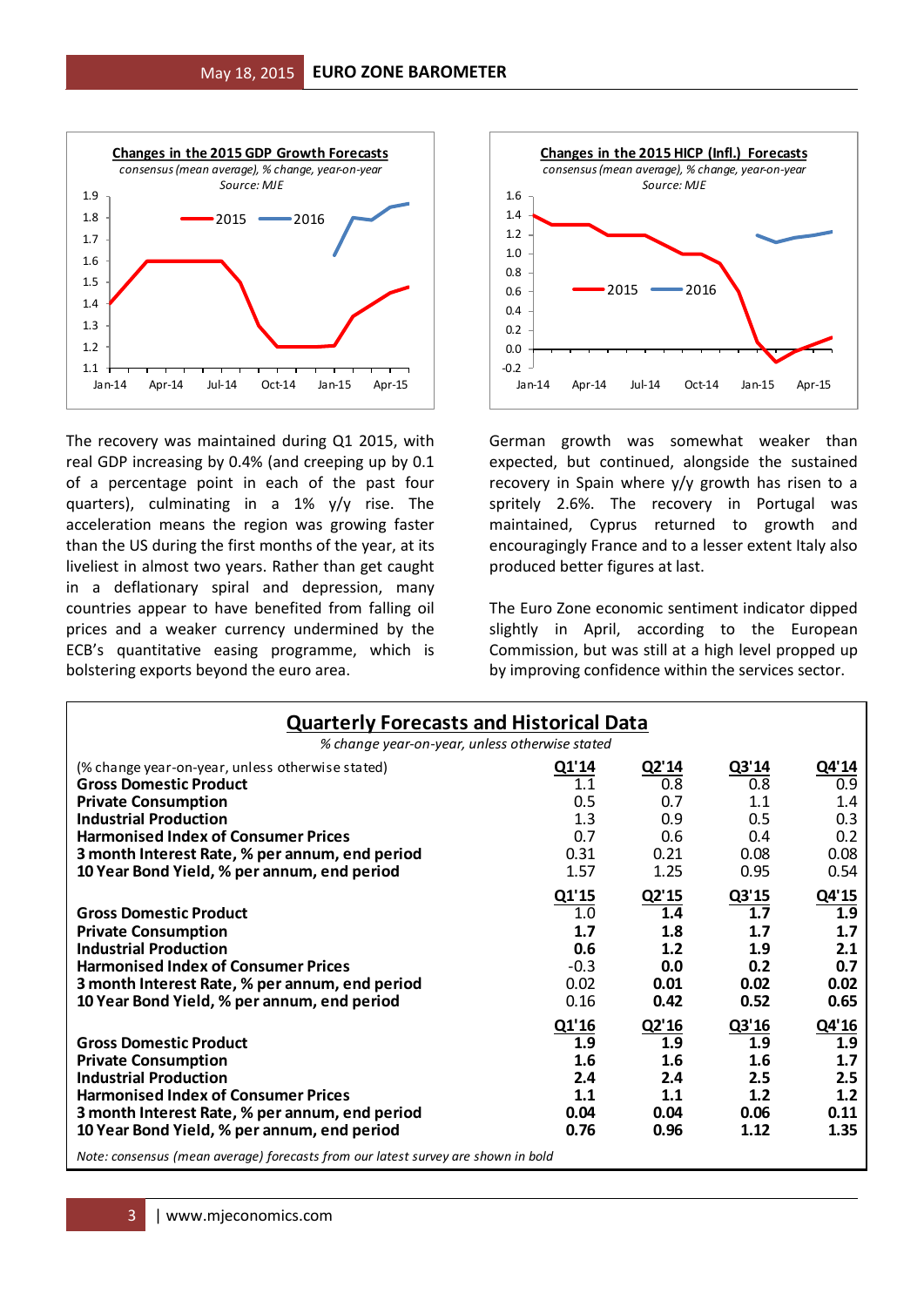**Changes in the 2015 GDP Growth Forecasts**

*consensus (mean average), % change, year-on-year*

*Source: MJE*

**Changes in the 2015 HICP (Infl.) Forecasts**

*consensus (mean average), % change, year-on-year*

*Source: MJE*

The recovery was maintained during Q1 2015, with real GDP increasing by 0.4% (and creeping up by 0.1 of a percentage point in each of the past four quarters), culminating in a 1% y/y rise. The acceleration means the region was growing faster than the US during the first months of the year, at its liveliest in almost two years. Rather than get caught in a deflationary spiral and depression, many countries appear to have benefited from falling oil prices and a weaker currency undermined by the ECB's quantitative easing programme, which is bolstering exports beyond the euro area.

German growth was somewhat weaker than expected, but continued, alongside the sustained recovery in Spain where y/y growth has risen to a spritely 2.6%. The recovery in Portugal was maintained, Cyprus returned to growth and encouragingly France and to a lesser extent Italy also produced better figures at last.

The Euro Zone economic sentiment indicator dipped slightly in April, according to the European Commission, but was still at a high level propped up by improving confidence within the services sector.

## Quarterly Forecasts and Historical Data

*% change year-on-year, unless otherwise stated*

| (% change year-on-year, unless otherwise stated) | Q1'14 | Q2'14 | Q3'14 | Q4'14 |
|---|---|---|---|---|
| **Gross Domestic Product** | 1.1 | 0.8 | 0.8 | 0.9 |
| **Private Consumption** | 0.5 | 0.7 | 1.1 | 1.4 |
| **Industrial Production** | 1.3 | 0.9 | 0.5 | 0.3 |
| **Harmonised Index of Consumer Prices** | 0.7 | 0.6 | 0.4 | 0.2 |
| **3 month Interest Rate, % per annum, end period** | 0.31 | 0.21 | 0.08 | 0.08 |
| **10 Year Bond Yield, % per annum, end period** | 1.57 | 1.25 | 0.95 | 0.54 |
| | **Q1'15** | **Q2'15** | **Q3'15** | **Q4'15** |
| **Gross Domestic Product** | 1.0 | **1.4** | **1.7** | **1.9** |
| **Private Consumption** | **1.7** | **1.8** | **1.7** | **1.7** |
| **Industrial Production** | **0.6** | **1.2** | **1.9** | **2.1** |
| **Harmonised Index of Consumer Prices** | -0.3 | **0.0** | **0.2** | **0.7** |
| **3 month Interest Rate, % per annum, end period** | 0.02 | **0.01** | **0.02** | **0.02** |
| **10 Year Bond Yield, % per annum, end period** | 0.16 | **0.42** | **0.52** | **0.65** |
| | **Q1'16** | **Q2'16** | **Q3'16** | **Q4'16** |
| **Gross Domestic Product** | **1.9** | **1.9** | **1.9** | **1.9** |
| **Private Consumption** | **1.6** | **1.6** | **1.6** | **1.7** |
| **Industrial Production** | **2.4** | **2.4** | **2.5** | **2.5** |
| **Harmonised Index of Consumer Prices** | **1.1** | **1.1** | **1.2** | **1.2** |
| **3 month Interest Rate, % per annum, end period** | **0.04** | **0.04** | **0.06** | **0.11** |
| **10 Year Bond Yield, % per annum, end period** | **0.76** | **0.96** | **1.12** | **1.35** |

*Note: consensus (mean average) forecasts from our latest survey are shown in bold*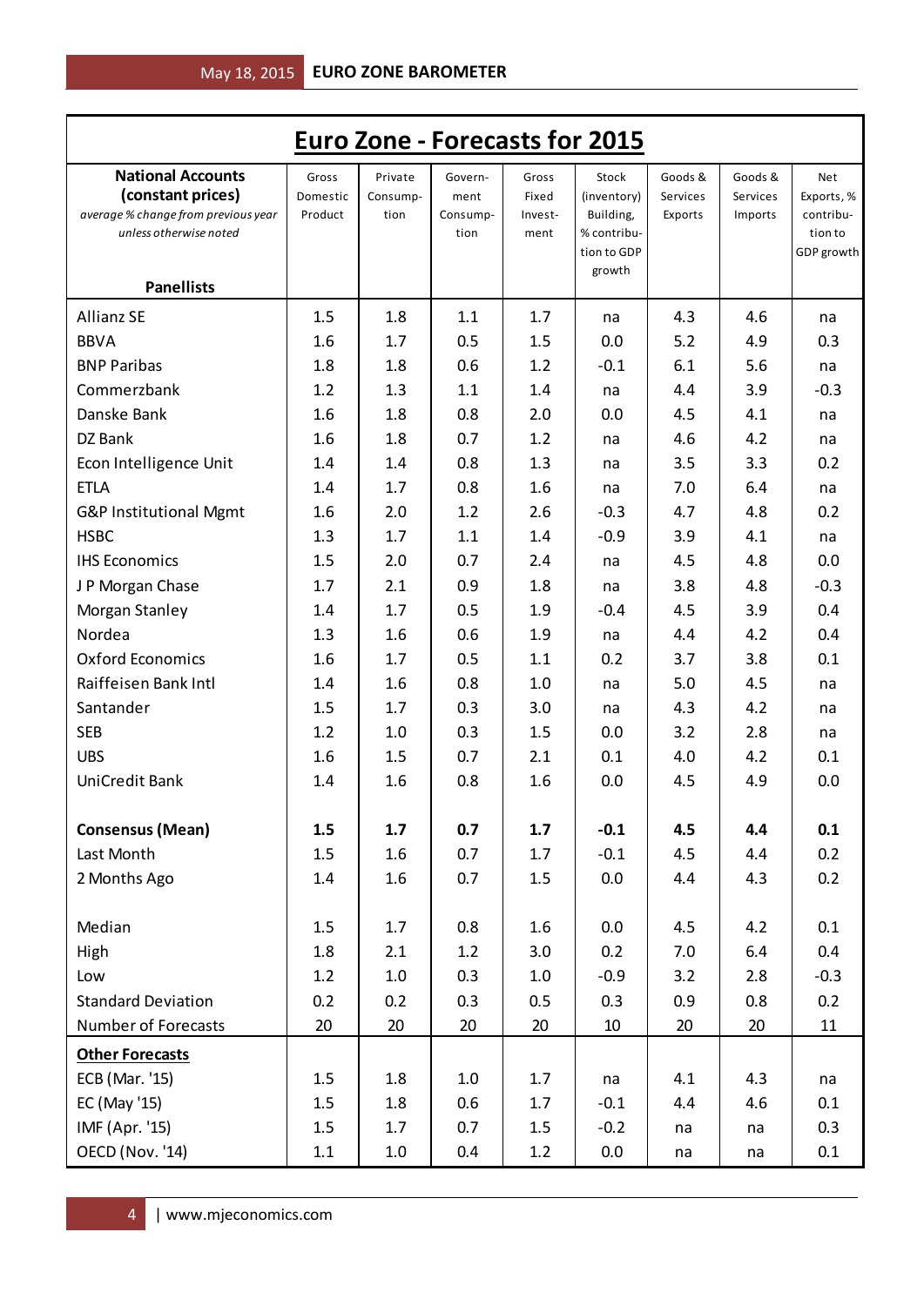# Euro Zone - Forecasts for 2015

| **National Accounts (constant prices)** *average % change from previous year unless otherwise noted* **Panellists** | Gross Domestic Product | Private Consump-tion | Govern-ment Consump-tion | Gross Fixed Invest-ment | Stock (inventory) Building, % contribu-tion to GDP growth | Goods & Services Exports | Goods & Services Imports | Net Exports, % contribu-tion to GDP growth |
|---|---|---|---|---|---|---|---|---|
| Allianz SE | 1.5 | 1.8 | 1.1 | 1.7 | na | 4.3 | 4.6 | na |
| BBVA | 1.6 | 1.7 | 0.5 | 1.5 | 0.0 | 5.2 | 4.9 | 0.3 |
| BNP Paribas | 1.8 | 1.8 | 0.6 | 1.2 | -0.1 | 6.1 | 5.6 | na |
| Commerzbank | 1.2 | 1.3 | 1.1 | 1.4 | na | 4.4 | 3.9 | -0.3 |
| Danske Bank | 1.6 | 1.8 | 0.8 | 2.0 | 0.0 | 4.5 | 4.1 | na |
| DZ Bank | 1.6 | 1.8 | 0.7 | 1.2 | na | 4.6 | 4.2 | na |
| Econ Intelligence Unit | 1.4 | 1.4 | 0.8 | 1.3 | na | 3.5 | 3.3 | 0.2 |
| ETLA | 1.4 | 1.7 | 0.8 | 1.6 | na | 7.0 | 6.4 | na |
| G&P Institutional Mgmt | 1.6 | 2.0 | 1.2 | 2.6 | -0.3 | 4.7 | 4.8 | 0.2 |
| HSBC | 1.3 | 1.7 | 1.1 | 1.4 | -0.9 | 3.9 | 4.1 | na |
| IHS Economics | 1.5 | 2.0 | 0.7 | 2.4 | na | 4.5 | 4.8 | 0.0 |
| J P Morgan Chase | 1.7 | 2.1 | 0.9 | 1.8 | na | 3.8 | 4.8 | -0.3 |
| Morgan Stanley | 1.4 | 1.7 | 0.5 | 1.9 | -0.4 | 4.5 | 3.9 | 0.4 |
| Nordea | 1.3 | 1.6 | 0.6 | 1.9 | na | 4.4 | 4.2 | 0.4 |
| Oxford Economics | 1.6 | 1.7 | 0.5 | 1.1 | 0.2 | 3.7 | 3.8 | 0.1 |
| Raiffeisen Bank Intl | 1.4 | 1.6 | 0.8 | 1.0 | na | 5.0 | 4.5 | na |
| Santander | 1.5 | 1.7 | 0.3 | 3.0 | na | 4.3 | 4.2 | na |
| SEB | 1.2 | 1.0 | 0.3 | 1.5 | 0.0 | 3.2 | 2.8 | na |
| UBS | 1.6 | 1.5 | 0.7 | 2.1 | 0.1 | 4.0 | 4.2 | 0.1 |
| UniCredit Bank | 1.4 | 1.6 | 0.8 | 1.6 | 0.0 | 4.5 | 4.9 | 0.0 |
| **Consensus (Mean)** | **1.5** | **1.7** | **0.7** | **1.7** | **-0.1** | **4.5** | **4.4** | **0.1** |
| Last Month | 1.5 | 1.6 | 0.7 | 1.7 | -0.1 | 4.5 | 4.4 | 0.2 |
| 2 Months Ago | 1.4 | 1.6 | 0.7 | 1.5 | 0.0 | 4.4 | 4.3 | 0.2 |
| Median | 1.5 | 1.7 | 0.8 | 1.6 | 0.0 | 4.5 | 4.2 | 0.1 |
| High | 1.8 | 2.1 | 1.2 | 3.0 | 0.2 | 7.0 | 6.4 | 0.4 |
| Low | 1.2 | 1.0 | 0.3 | 1.0 | -0.9 | 3.2 | 2.8 | -0.3 |
| Standard Deviation | 0.2 | 0.2 | 0.3 | 0.5 | 0.3 | 0.9 | 0.8 | 0.2 |
| Number of Forecasts | 20 | 20 | 20 | 20 | 10 | 20 | 20 | 11 |
| **Other Forecasts** | | | | | | | | |
| ECB (Mar. '15) | 1.5 | 1.8 | 1.0 | 1.7 | na | 4.1 | 4.3 | na |
| EC (May '15) | 1.5 | 1.8 | 0.6 | 1.7 | -0.1 | 4.4 | 4.6 | 0.1 |
| IMF (Apr. '15) | 1.5 | 1.7 | 0.7 | 1.5 | -0.2 | na | na | 0.3 |
| OECD (Nov. '14) | 1.1 | 1.0 | 0.4 | 1.2 | 0.0 | na | na | 0.1 |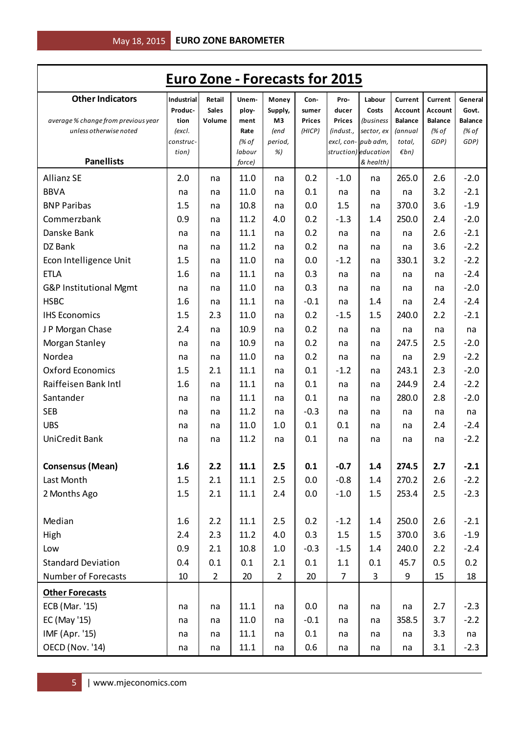# Euro Zone - Forecasts for 2015

| **Other Indicators** *average % change from previous year unless otherwise noted* **Panellists** | **Industrial Production** *(excl. construction)* | **Retail Sales Volume** | **Unemployment Rate** *(% of labour force)* | **Money Supply, M3** *(end period, %)* | **Consumer Prices** *(HICP)* | **Producer Prices** *(indust., excl, construction)* | **Labour Costs** *(business sector, ex pub adm, education & health)* | **Current Account Balance** *(annual total, €bn)* | **Current Account Balance** *(% of GDP)* | **General Govt. Balance** *(% of GDP)* |
|---|---|---|---|---|---|---|---|---|---|---|
| Allianz SE | 2.0 | na | 11.0 | na | 0.2 | -1.0 | na | 265.0 | 2.6 | -2.0 |
| BBVA | na | na | 11.0 | na | 0.1 | na | na | na | 3.2 | -2.1 |
| BNP Paribas | 1.5 | na | 10.8 | na | 0.0 | 1.5 | na | 370.0 | 3.6 | -1.9 |
| Commerzbank | 0.9 | na | 11.2 | 4.0 | 0.2 | -1.3 | 1.4 | 250.0 | 2.4 | -2.0 |
| Danske Bank | na | na | 11.1 | na | 0.2 | na | na | na | 2.6 | -2.1 |
| DZ Bank | na | na | 11.2 | na | 0.2 | na | na | na | 3.6 | -2.2 |
| Econ Intelligence Unit | 1.5 | na | 11.0 | na | 0.0 | -1.2 | na | 330.1 | 3.2 | -2.2 |
| ETLA | 1.6 | na | 11.1 | na | 0.3 | na | na | na | na | -2.4 |
| G&P Institutional Mgmt | na | na | 11.0 | na | 0.3 | na | na | na | na | -2.0 |
| HSBC | 1.6 | na | 11.1 | na | -0.1 | na | 1.4 | na | 2.4 | -2.4 |
| IHS Economics | 1.5 | 2.3 | 11.0 | na | 0.2 | -1.5 | 1.5 | 240.0 | 2.2 | -2.1 |
| J P Morgan Chase | 2.4 | na | 10.9 | na | 0.2 | na | na | na | na | na |
| Morgan Stanley | na | na | 10.9 | na | 0.2 | na | na | 247.5 | 2.5 | -2.0 |
| Nordea | na | na | 11.0 | na | 0.2 | na | na | na | 2.9 | -2.2 |
| Oxford Economics | 1.5 | 2.1 | 11.1 | na | 0.1 | -1.2 | na | 243.1 | 2.3 | -2.0 |
| Raiffeisen Bank Intl | 1.6 | na | 11.1 | na | 0.1 | na | na | 244.9 | 2.4 | -2.2 |
| Santander | na | na | 11.1 | na | 0.1 | na | na | 280.0 | 2.8 | -2.0 |
| SEB | na | na | 11.2 | na | -0.3 | na | na | na | na | na |
| UBS | na | na | 11.0 | 1.0 | 0.1 | 0.1 | na | na | 2.4 | -2.4 |
| UniCredit Bank | na | na | 11.2 | na | 0.1 | na | na | na | na | -2.2 |
| **Consensus (Mean)** | **1.6** | **2.2** | **11.1** | **2.5** | **0.1** | **-0.7** | **1.4** | **274.5** | **2.7** | **-2.1** |
| Last Month | 1.5 | 2.1 | 11.1 | 2.5 | 0.0 | -0.8 | 1.4 | 270.2 | 2.6 | -2.2 |
| 2 Months Ago | 1.5 | 2.1 | 11.1 | 2.4 | 0.0 | -1.0 | 1.5 | 253.4 | 2.5 | -2.3 |
| Median | 1.6 | 2.2 | 11.1 | 2.5 | 0.2 | -1.2 | 1.4 | 250.0 | 2.6 | -2.1 |
| High | 2.4 | 2.3 | 11.2 | 4.0 | 0.3 | 1.5 | 1.5 | 370.0 | 3.6 | -1.9 |
| Low | 0.9 | 2.1 | 10.8 | 1.0 | -0.3 | -1.5 | 1.4 | 240.0 | 2.2 | -2.4 |
| Standard Deviation | 0.4 | 0.1 | 0.1 | 2.1 | 0.1 | 1.1 | 0.1 | 45.7 | 0.5 | 0.2 |
| Number of Forecasts | 10 | 2 | 20 | 2 | 20 | 7 | 3 | 9 | 15 | 18 |
| **Other Forecasts** | | | | | | | | | | |
| ECB (Mar. '15) | na | na | 11.1 | na | 0.0 | na | na | na | 2.7 | -2.3 |
| EC (May '15) | na | na | 11.0 | na | -0.1 | na | na | 358.5 | 3.7 | -2.2 |
| IMF (Apr. '15) | na | na | 11.1 | na | 0.1 | na | na | na | 3.3 | na |
| OECD (Nov. '14) | na | na | 11.1 | na | 0.6 | na | na | na | 3.1 | -2.3 |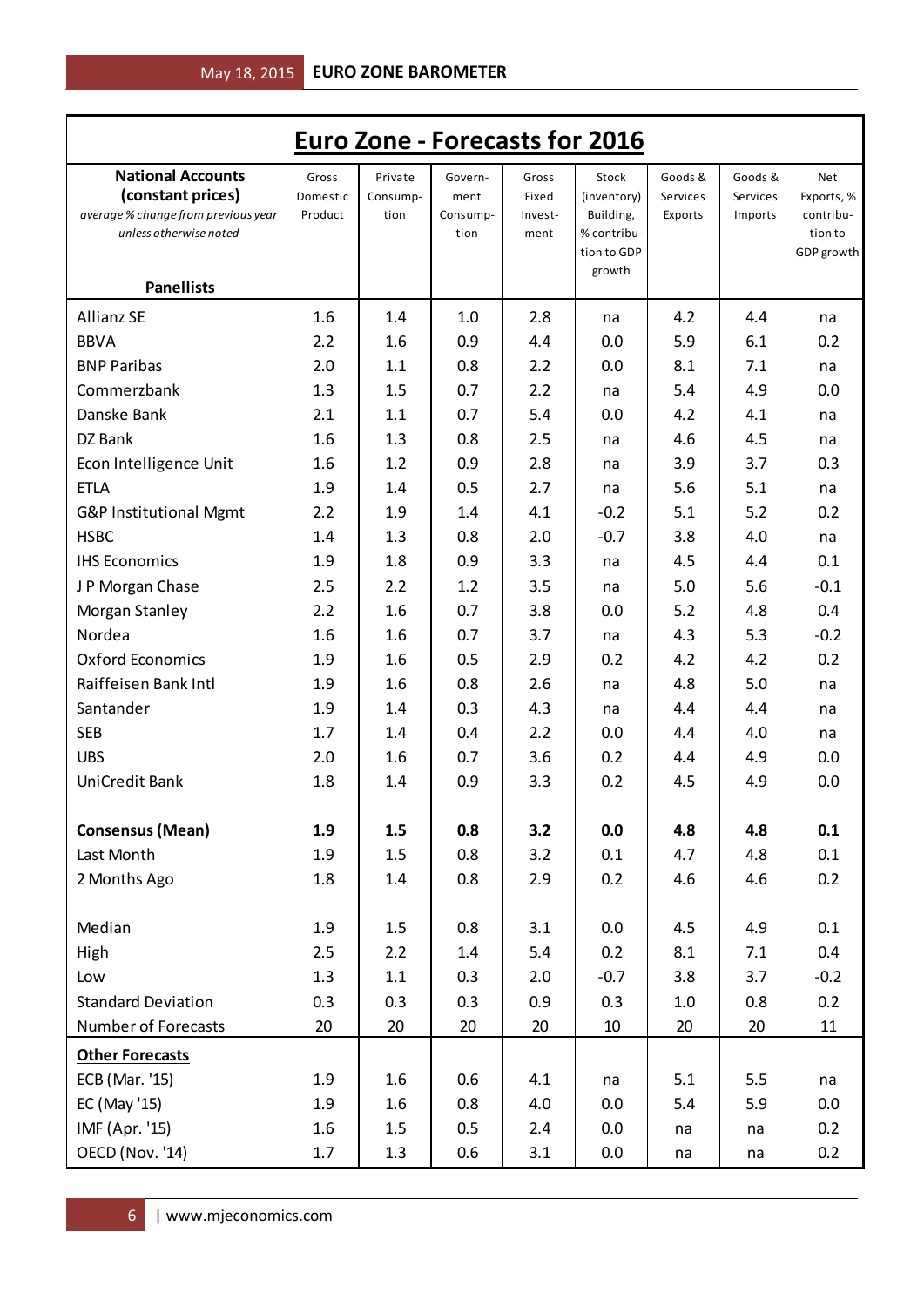# Euro Zone - Forecasts for 2016

| **National Accounts (constant prices)** *average % change from previous year unless otherwise noted* **Panellists** | Gross Domestic Product | Private Consump-tion | Govern-ment Consump-tion | Gross Fixed Invest-ment | Stock (inventory) Building, % contribu-tion to GDP growth | Goods & Services Exports | Goods & Services Imports | Net Exports, % contribu-tion to GDP growth |
|---|---|---|---|---|---|---|---|---|
| Allianz SE | 1.6 | 1.4 | 1.0 | 2.8 | na | 4.2 | 4.4 | na |
| BBVA | 2.2 | 1.6 | 0.9 | 4.4 | 0.0 | 5.9 | 6.1 | 0.2 |
| BNP Paribas | 2.0 | 1.1 | 0.8 | 2.2 | 0.0 | 8.1 | 7.1 | na |
| Commerzbank | 1.3 | 1.5 | 0.7 | 2.2 | na | 5.4 | 4.9 | 0.0 |
| Danske Bank | 2.1 | 1.1 | 0.7 | 5.4 | 0.0 | 4.2 | 4.1 | na |
| DZ Bank | 1.6 | 1.3 | 0.8 | 2.5 | na | 4.6 | 4.5 | na |
| Econ Intelligence Unit | 1.6 | 1.2 | 0.9 | 2.8 | na | 3.9 | 3.7 | 0.3 |
| ETLA | 1.9 | 1.4 | 0.5 | 2.7 | na | 5.6 | 5.1 | na |
| G&P Institutional Mgmt | 2.2 | 1.9 | 1.4 | 4.1 | -0.2 | 5.1 | 5.2 | 0.2 |
| HSBC | 1.4 | 1.3 | 0.8 | 2.0 | -0.7 | 3.8 | 4.0 | na |
| IHS Economics | 1.9 | 1.8 | 0.9 | 3.3 | na | 4.5 | 4.4 | 0.1 |
| J P Morgan Chase | 2.5 | 2.2 | 1.2 | 3.5 | na | 5.0 | 5.6 | -0.1 |
| Morgan Stanley | 2.2 | 1.6 | 0.7 | 3.8 | 0.0 | 5.2 | 4.8 | 0.4 |
| Nordea | 1.6 | 1.6 | 0.7 | 3.7 | na | 4.3 | 5.3 | -0.2 |
| Oxford Economics | 1.9 | 1.6 | 0.5 | 2.9 | 0.2 | 4.2 | 4.2 | 0.2 |
| Raiffeisen Bank Intl | 1.9 | 1.6 | 0.8 | 2.6 | na | 4.8 | 5.0 | na |
| Santander | 1.9 | 1.4 | 0.3 | 4.3 | na | 4.4 | 4.4 | na |
| SEB | 1.7 | 1.4 | 0.4 | 2.2 | 0.0 | 4.4 | 4.0 | na |
| UBS | 2.0 | 1.6 | 0.7 | 3.6 | 0.2 | 4.4 | 4.9 | 0.0 |
| UniCredit Bank | 1.8 | 1.4 | 0.9 | 3.3 | 0.2 | 4.5 | 4.9 | 0.0 |
| | | | | | | | | |
| **Consensus (Mean)** | **1.9** | **1.5** | **0.8** | **3.2** | **0.0** | **4.8** | **4.8** | **0.1** |
| Last Month | 1.9 | 1.5 | 0.8 | 3.2 | 0.1 | 4.7 | 4.8 | 0.1 |
| 2 Months Ago | 1.8 | 1.4 | 0.8 | 2.9 | 0.2 | 4.6 | 4.6 | 0.2 |
| | | | | | | | | |
| Median | 1.9 | 1.5 | 0.8 | 3.1 | 0.0 | 4.5 | 4.9 | 0.1 |
| High | 2.5 | 2.2 | 1.4 | 5.4 | 0.2 | 8.1 | 7.1 | 0.4 |
| Low | 1.3 | 1.1 | 0.3 | 2.0 | -0.7 | 3.8 | 3.7 | -0.2 |
| Standard Deviation | 0.3 | 0.3 | 0.3 | 0.9 | 0.3 | 1.0 | 0.8 | 0.2 |
| Number of Forecasts | 20 | 20 | 20 | 20 | 10 | 20 | 20 | 11 |
| **Other Forecasts** | | | | | | | | |
| ECB (Mar. '15) | 1.9 | 1.6 | 0.6 | 4.1 | na | 5.1 | 5.5 | na |
| EC (May '15) | 1.9 | 1.6 | 0.8 | 4.0 | 0.0 | 5.4 | 5.9 | 0.0 |
| IMF (Apr. '15) | 1.6 | 1.5 | 0.5 | 2.4 | 0.0 | na | na | 0.2 |
| OECD (Nov. '14) | 1.7 | 1.3 | 0.6 | 3.1 | 0.0 | na | na | 0.2 |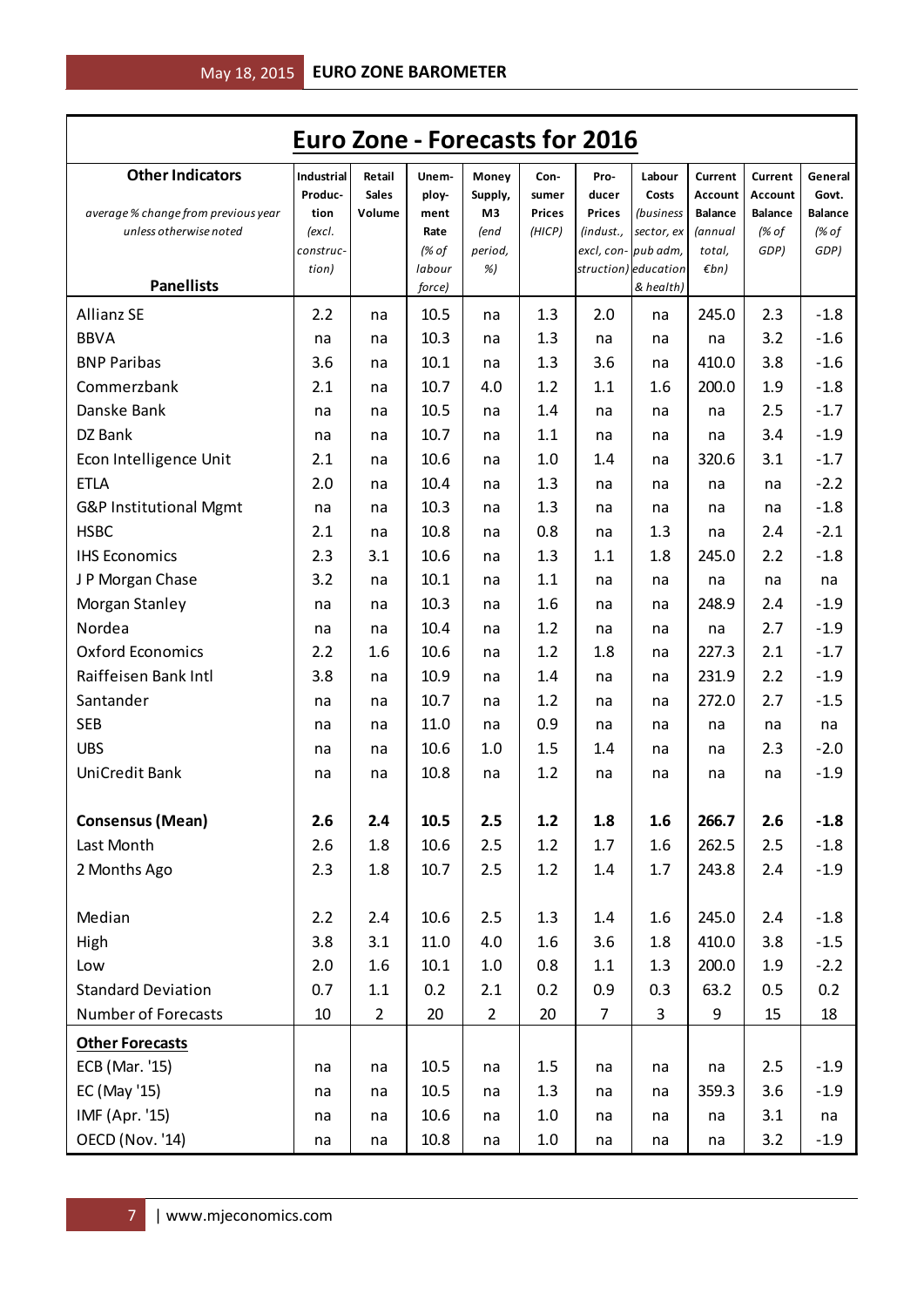# Euro Zone - Forecasts for 2016

| **Other Indicators** *average % change from previous year unless otherwise noted* **Panellists** | Industrial Production *(excl. construction)* | Retail Sales Volume | Unemployment Rate *(% of labour force)* | Money Supply, M3 *(end period, %)* | Consumer Prices *(HICP)* | Producer Prices *(indust., excl, construction)* | Labour Costs *(business sector, ex pub adm, education & health)* | Current Account Balance *(annual total, €bn)* | Current Account Balance *(% of GDP)* | General Govt. Balance *(% of GDP)* |
|---|---|---|---|---|---|---|---|---|---|---|
| Allianz SE | 2.2 | na | 10.5 | na | 1.3 | 2.0 | na | 245.0 | 2.3 | -1.8 |
| BBVA | na | na | 10.3 | na | 1.3 | na | na | na | 3.2 | -1.6 |
| BNP Paribas | 3.6 | na | 10.1 | na | 1.3 | 3.6 | na | 410.0 | 3.8 | -1.6 |
| Commerzbank | 2.1 | na | 10.7 | 4.0 | 1.2 | 1.1 | 1.6 | 200.0 | 1.9 | -1.8 |
| Danske Bank | na | na | 10.5 | na | 1.4 | na | na | na | 2.5 | -1.7 |
| DZ Bank | na | na | 10.7 | na | 1.1 | na | na | na | 3.4 | -1.9 |
| Econ Intelligence Unit | 2.1 | na | 10.6 | na | 1.0 | 1.4 | na | 320.6 | 3.1 | -1.7 |
| ETLA | 2.0 | na | 10.4 | na | 1.3 | na | na | na | na | -2.2 |
| G&P Institutional Mgmt | na | na | 10.3 | na | 1.3 | na | na | na | na | -1.8 |
| HSBC | 2.1 | na | 10.8 | na | 0.8 | na | 1.3 | na | 2.4 | -2.1 |
| IHS Economics | 2.3 | 3.1 | 10.6 | na | 1.3 | 1.1 | 1.8 | 245.0 | 2.2 | -1.8 |
| J P Morgan Chase | 3.2 | na | 10.1 | na | 1.1 | na | na | na | na | na |
| Morgan Stanley | na | na | 10.3 | na | 1.6 | na | na | 248.9 | 2.4 | -1.9 |
| Nordea | na | na | 10.4 | na | 1.2 | na | na | na | 2.7 | -1.9 |
| Oxford Economics | 2.2 | 1.6 | 10.6 | na | 1.2 | 1.8 | na | 227.3 | 2.1 | -1.7 |
| Raiffeisen Bank Intl | 3.8 | na | 10.9 | na | 1.4 | na | na | 231.9 | 2.2 | -1.9 |
| Santander | na | na | 10.7 | na | 1.2 | na | na | 272.0 | 2.7 | -1.5 |
| SEB | na | na | 11.0 | na | 0.9 | na | na | na | na | na |
| UBS | na | na | 10.6 | 1.0 | 1.5 | 1.4 | na | na | 2.3 | -2.0 |
| UniCredit Bank | na | na | 10.8 | na | 1.2 | na | na | na | na | -1.9 |
| **Consensus (Mean)** | **2.6** | **2.4** | **10.5** | **2.5** | **1.2** | **1.8** | **1.6** | **266.7** | **2.6** | **-1.8** |
| Last Month | 2.6 | 1.8 | 10.6 | 2.5 | 1.2 | 1.7 | 1.6 | 262.5 | 2.5 | -1.8 |
| 2 Months Ago | 2.3 | 1.8 | 10.7 | 2.5 | 1.2 | 1.4 | 1.7 | 243.8 | 2.4 | -1.9 |
| Median | 2.2 | 2.4 | 10.6 | 2.5 | 1.3 | 1.4 | 1.6 | 245.0 | 2.4 | -1.8 |
| High | 3.8 | 3.1 | 11.0 | 4.0 | 1.6 | 3.6 | 1.8 | 410.0 | 3.8 | -1.5 |
| Low | 2.0 | 1.6 | 10.1 | 1.0 | 0.8 | 1.1 | 1.3 | 200.0 | 1.9 | -2.2 |
| Standard Deviation | 0.7 | 1.1 | 0.2 | 2.1 | 0.2 | 0.9 | 0.3 | 63.2 | 0.5 | 0.2 |
| Number of Forecasts | 10 | 2 | 20 | 2 | 20 | 7 | 3 | 9 | 15 | 18 |
| **Other Forecasts** | | | | | | | | | | |
| ECB (Mar. '15) | na | na | 10.5 | na | 1.5 | na | na | na | 2.5 | -1.9 |
| EC (May '15) | na | na | 10.5 | na | 1.3 | na | na | 359.3 | 3.6 | -1.9 |
| IMF (Apr. '15) | na | na | 10.6 | na | 1.0 | na | na | na | 3.1 | na |
| OECD (Nov. '14) | na | na | 10.8 | na | 1.0 | na | na | na | 3.2 | -1.9 |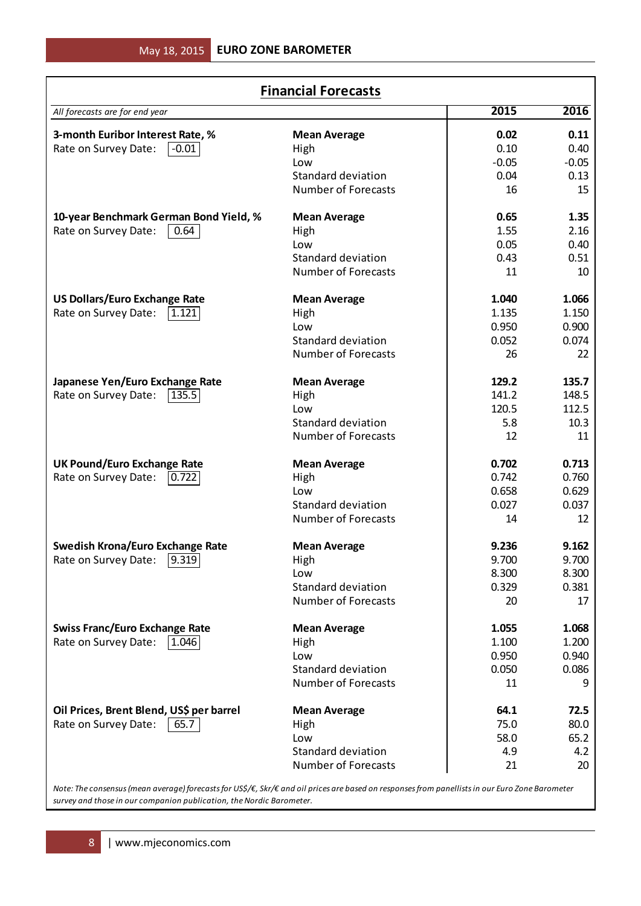## Financial Forecasts

| *All forecasts are for end year* | | 2015 | 2016 |
|---|---|---|---|
| **3-month Euribor Interest Rate, %** | **Mean Average** | **0.02** | **0.11** |
| Rate on Survey Date: -0.01 | High | 0.10 | 0.40 |
| | Low | -0.05 | -0.05 |
| | Standard deviation | 0.04 | 0.13 |
| | Number of Forecasts | 16 | 15 |
| **10-year Benchmark German Bond Yield, %** | **Mean Average** | **0.65** | **1.35** |
| Rate on Survey Date: 0.64 | High | 1.55 | 2.16 |
| | Low | 0.05 | 0.40 |
| | Standard deviation | 0.43 | 0.51 |
| | Number of Forecasts | 11 | 10 |
| **US Dollars/Euro Exchange Rate** | **Mean Average** | **1.040** | **1.066** |
| Rate on Survey Date: 1.121 | High | 1.135 | 1.150 |
| | Low | 0.950 | 0.900 |
| | Standard deviation | 0.052 | 0.074 |
| | Number of Forecasts | 26 | 22 |
| **Japanese Yen/Euro Exchange Rate** | **Mean Average** | **129.2** | **135.7** |
| Rate on Survey Date: 135.5 | High | 141.2 | 148.5 |
| | Low | 120.5 | 112.5 |
| | Standard deviation | 5.8 | 10.3 |
| | Number of Forecasts | 12 | 11 |
| **UK Pound/Euro Exchange Rate** | **Mean Average** | **0.702** | **0.713** |
| Rate on Survey Date: 0.722 | High | 0.742 | 0.760 |
| | Low | 0.658 | 0.629 |
| | Standard deviation | 0.027 | 0.037 |
| | Number of Forecasts | 14 | 12 |
| **Swedish Krona/Euro Exchange Rate** | **Mean Average** | **9.236** | **9.162** |
| Rate on Survey Date: 9.319 | High | 9.700 | 9.700 |
| | Low | 8.300 | 8.300 |
| | Standard deviation | 0.329 | 0.381 |
| | Number of Forecasts | 20 | 17 |
| **Swiss Franc/Euro Exchange Rate** | **Mean Average** | **1.055** | **1.068** |
| Rate on Survey Date: 1.046 | High | 1.100 | 1.200 |
| | Low | 0.950 | 0.940 |
| | Standard deviation | 0.050 | 0.086 |
| | Number of Forecasts | 11 | 9 |
| **Oil Prices, Brent Blend, US$ per barrel** | **Mean Average** | **64.1** | **72.5** |
| Rate on Survey Date: 65.7 | High | 75.0 | 80.0 |
| | Low | 58.0 | 65.2 |
| | Standard deviation | 4.9 | 4.2 |
| | Number of Forecasts | 21 | 20 |

*Note: The consensus (mean average) forecasts for US$/€, Skr/€ and oil prices are based on responses from panellists in our Euro Zone Barometer survey and those in our companion publication, the Nordic Barometer.*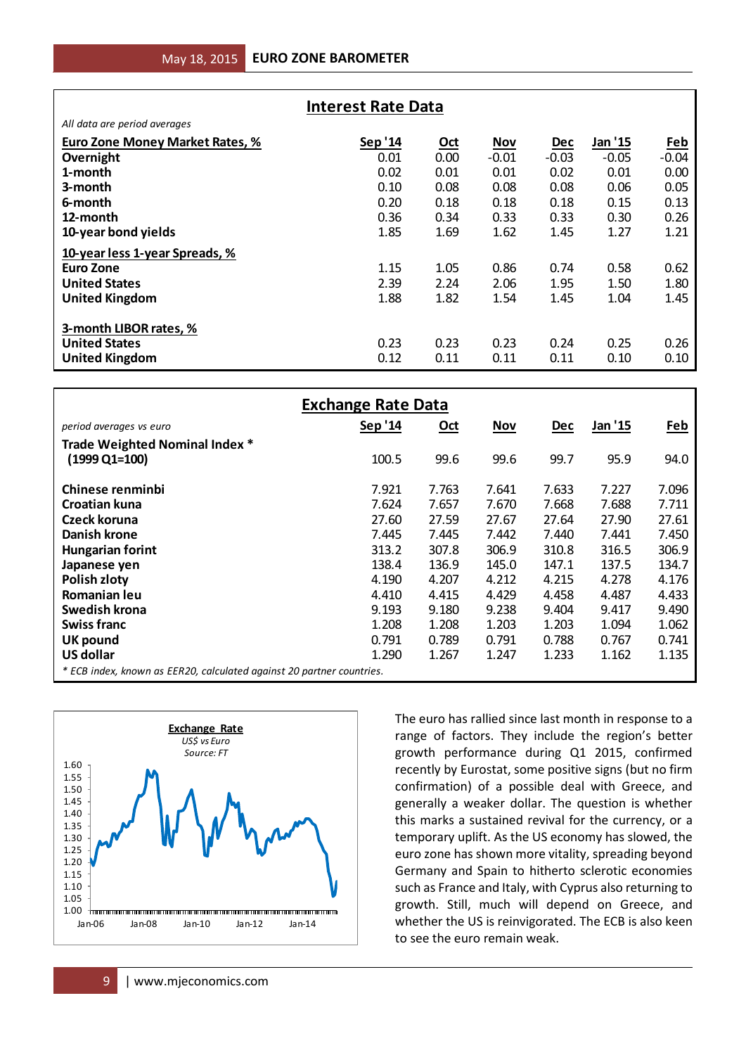## Interest Rate Data

*All data are period averages*

| Euro Zone Money Market Rates, % | Sep '14 | Oct | Nov | Dec | Jan '15 | Feb |
|---|---|---|---|---|---|---|
| **Overnight** | 0.01 | 0.00 | -0.01 | -0.03 | -0.05 | -0.04 |
| **1-month** | 0.02 | 0.01 | 0.01 | 0.02 | 0.01 | 0.00 |
| **3-month** | 0.10 | 0.08 | 0.08 | 0.08 | 0.06 | 0.05 |
| **6-month** | 0.20 | 0.18 | 0.18 | 0.18 | 0.15 | 0.13 |
| **12-month** | 0.36 | 0.34 | 0.33 | 0.33 | 0.30 | 0.26 |
| **10-year bond yields** | 1.85 | 1.69 | 1.62 | 1.45 | 1.27 | 1.21 |
| **10-year less 1-year Spreads, %** | | | | | | |
| **Euro Zone** | 1.15 | 1.05 | 0.86 | 0.74 | 0.58 | 0.62 |
| **United States** | 2.39 | 2.24 | 2.06 | 1.95 | 1.50 | 1.80 |
| **United Kingdom** | 1.88 | 1.82 | 1.54 | 1.45 | 1.04 | 1.45 |
| **3-month LIBOR rates, %** | | | | | | |
| **United States** | 0.23 | 0.23 | 0.23 | 0.24 | 0.25 | 0.26 |
| **United Kingdom** | 0.12 | 0.11 | 0.11 | 0.11 | 0.10 | 0.10 |

## Exchange Rate Data

| *period averages vs euro* | Sep '14 | Oct | Nov | Dec | Jan '15 | Feb |
|---|---|---|---|---|---|---|
| **Trade Weighted Nominal Index * (1999 Q1=100)** | 100.5 | 99.6 | 99.6 | 99.7 | 95.9 | 94.0 |
| **Chinese renminbi** | 7.921 | 7.763 | 7.641 | 7.633 | 7.227 | 7.096 |
| **Croatian kuna** | 7.624 | 7.657 | 7.670 | 7.668 | 7.688 | 7.711 |
| **Czeck koruna** | 27.60 | 27.59 | 27.67 | 27.64 | 27.90 | 27.61 |
| **Danish krone** | 7.445 | 7.445 | 7.442 | 7.440 | 7.441 | 7.450 |
| **Hungarian forint** | 313.2 | 307.8 | 306.9 | 310.8 | 316.5 | 306.9 |
| **Japanese yen** | 138.4 | 136.9 | 145.0 | 147.1 | 137.5 | 134.7 |
| **Polish zloty** | 4.190 | 4.207 | 4.212 | 4.215 | 4.278 | 4.176 |
| **Romanian leu** | 4.410 | 4.415 | 4.429 | 4.458 | 4.487 | 4.433 |
| **Swedish krona** | 9.193 | 9.180 | 9.238 | 9.404 | 9.417 | 9.490 |
| **Swiss franc** | 1.208 | 1.208 | 1.203 | 1.203 | 1.094 | 1.062 |
| **UK pound** | 0.791 | 0.789 | 0.791 | 0.788 | 0.767 | 0.741 |
| **US dollar** | 1.290 | 1.267 | 1.247 | 1.233 | 1.162 | 1.135 |

*\* ECB index, known as EER20, calculated against 20 partner countries.*

**Exchange Rate**
*US$ vs Euro*
*Source: FT*

The euro has rallied since last month in response to a range of factors. They include the region's better growth performance during Q1 2015, confirmed recently by Eurostat, some positive signs (but no firm confirmation) of a possible deal with Greece, and generally a weaker dollar. The question is whether this marks a sustained revival for the currency, or a temporary uplift. As the US economy has slowed, the euro zone has shown more vitality, spreading beyond Germany and Spain to hitherto sclerotic economies such as France and Italy, with Cyprus also returning to growth. Still, much will depend on Greece, and whether the US is reinvigorated. The ECB is also keen to see the euro remain weak.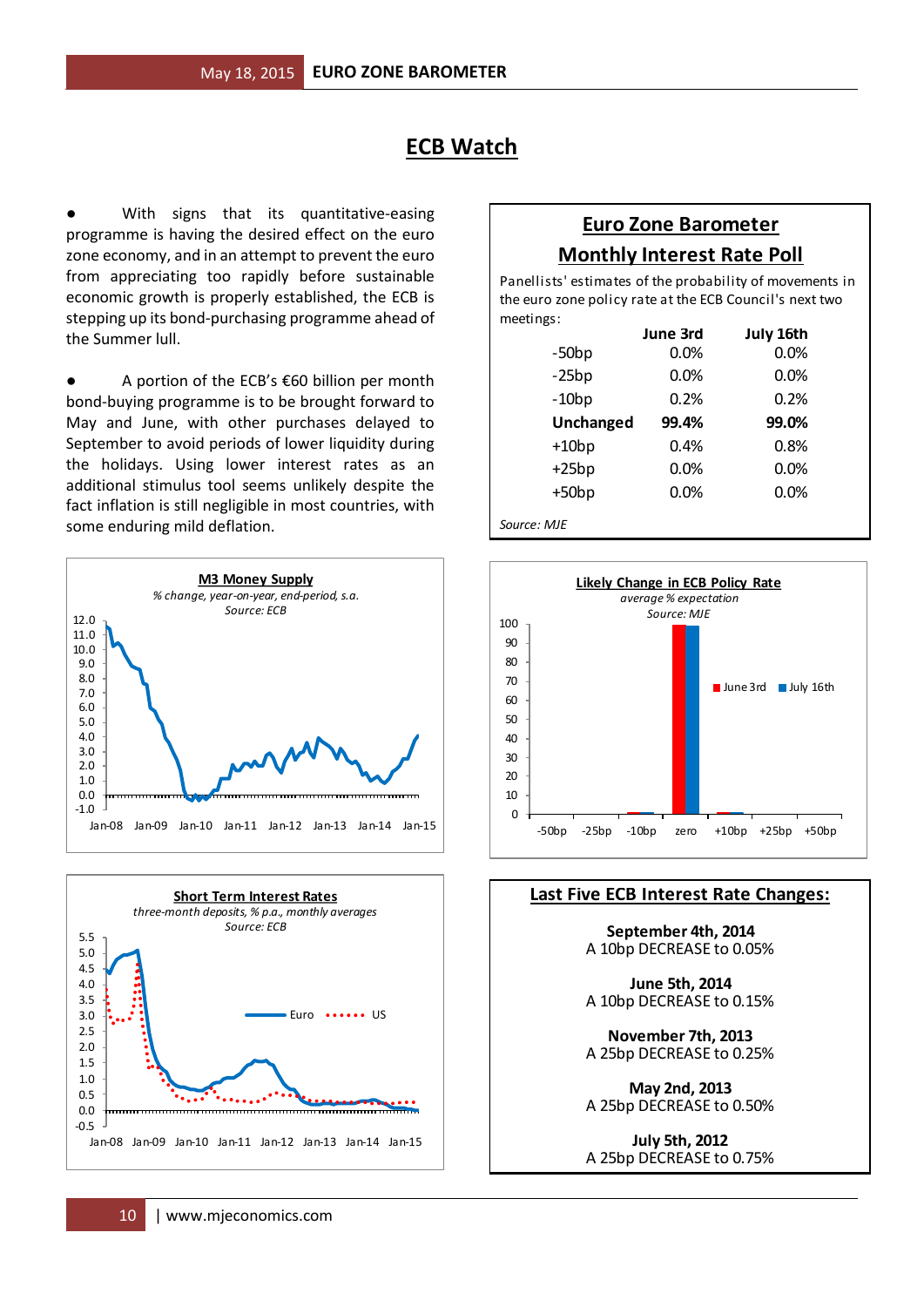# ECB Watch

- With signs that its quantitative-easing programme is having the desired effect on the euro zone economy, and in an attempt to prevent the euro from appreciating too rapidly before sustainable economic growth is properly established, the ECB is stepping up its bond-purchasing programme ahead of the Summer lull.

- A portion of the ECB's €60 billion per month bond-buying programme is to be brought forward to May and June, with other purchases delayed to September to avoid periods of lower liquidity during the holidays. Using lower interest rates as an additional stimulus tool seems unlikely despite the fact inflation is still negligible in most countries, with some enduring mild deflation.

**M3 Money Supply**
*% change, year-on-year, end-period, s.a.*
*Source: ECB*

**Short Term Interest Rates**
*three-month deposits, % p.a., monthly averages*
*Source: ECB*

## Euro Zone Barometer Monthly Interest Rate Poll

Panellists' estimates of the probability of movements in the euro zone policy rate at the ECB Council's next two meetings:

| | June 3rd | July 16th |
|---|---|---|
| -50bp | 0.0% | 0.0% |
| -25bp | 0.0% | 0.0% |
| -10bp | 0.2% | 0.2% |
| **Unchanged** | **99.4%** | **99.0%** |
| +10bp | 0.4% | 0.8% |
| +25bp | 0.0% | 0.0% |
| +50bp | 0.0% | 0.0% |

*Source: MJE*

**Likely Change in ECB Policy Rate**
*average % expectation*
*Source: MJE*

## Last Five ECB Interest Rate Changes:

**September 4th, 2014**
A 10bp DECREASE to 0.05%

**June 5th, 2014**
A 10bp DECREASE to 0.15%

**November 7th, 2013**
A 25bp DECREASE to 0.25%

**May 2nd, 2013**
A 25bp DECREASE to 0.50%

**July 5th, 2012**
A 25bp DECREASE to 0.75%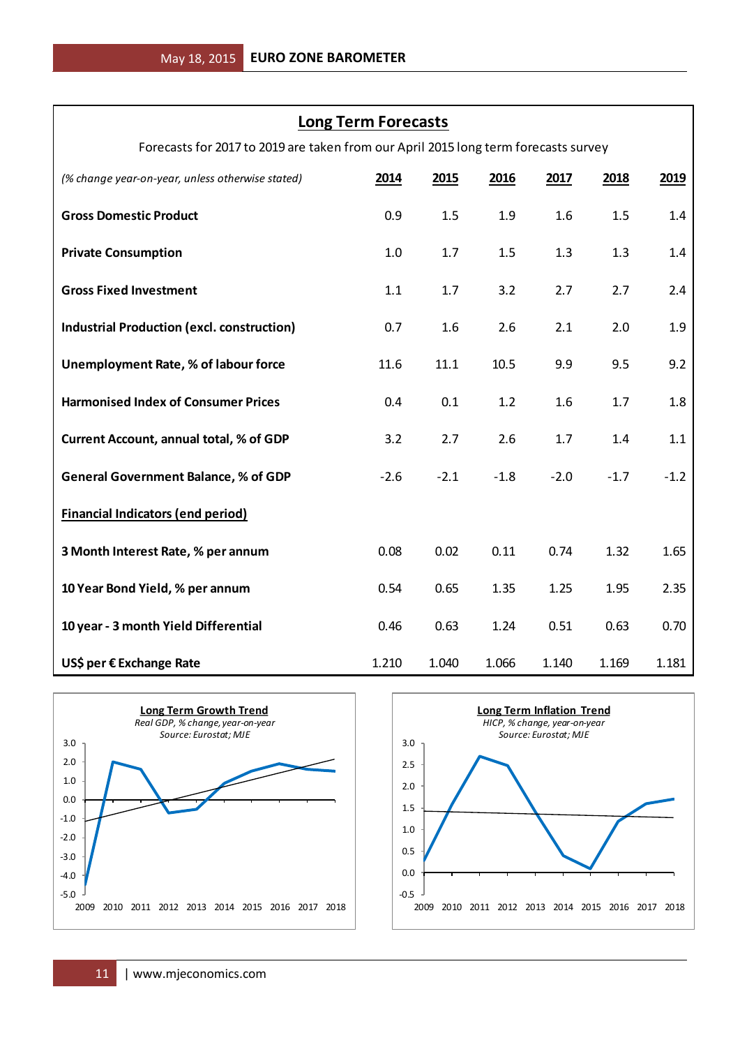## Long Term Forecasts

Forecasts for 2017 to 2019 are taken from our April 2015 long term forecasts survey

| *(% change year-on-year, unless otherwise stated)* | 2014 | 2015 | 2016 | 2017 | 2018 | 2019 |
|---|---|---|---|---|---|---|
| **Gross Domestic Product** | 0.9 | 1.5 | 1.9 | 1.6 | 1.5 | 1.4 |
| **Private Consumption** | 1.0 | 1.7 | 1.5 | 1.3 | 1.3 | 1.4 |
| **Gross Fixed Investment** | 1.1 | 1.7 | 3.2 | 2.7 | 2.7 | 2.4 |
| **Industrial Production (excl. construction)** | 0.7 | 1.6 | 2.6 | 2.1 | 2.0 | 1.9 |
| **Unemployment Rate, % of labour force** | 11.6 | 11.1 | 10.5 | 9.9 | 9.5 | 9.2 |
| **Harmonised Index of Consumer Prices** | 0.4 | 0.1 | 1.2 | 1.6 | 1.7 | 1.8 |
| **Current Account, annual total, % of GDP** | 3.2 | 2.7 | 2.6 | 1.7 | 1.4 | 1.1 |
| **General Government Balance, % of GDP** | -2.6 | -2.1 | -1.8 | -2.0 | -1.7 | -1.2 |
| **Financial Indicators (end period)** | | | | | | |
| **3 Month Interest Rate, % per annum** | 0.08 | 0.02 | 0.11 | 0.74 | 1.32 | 1.65 |
| **10 Year Bond Yield, % per annum** | 0.54 | 0.65 | 1.35 | 1.25 | 1.95 | 2.35 |
| **10 year - 3 month Yield Differential** | 0.46 | 0.63 | 1.24 | 0.51 | 0.63 | 0.70 |
| **US$ per € Exchange Rate** | 1.210 | 1.040 | 1.066 | 1.140 | 1.169 | 1.181 |

**Long Term Growth Trend**
*Real GDP, % change, year-on-year*
*Source: Eurostat; MJE*

**Long Term Inflation Trend**
*HICP, % change, year-on-year*
*Source: Eurostat; MJE*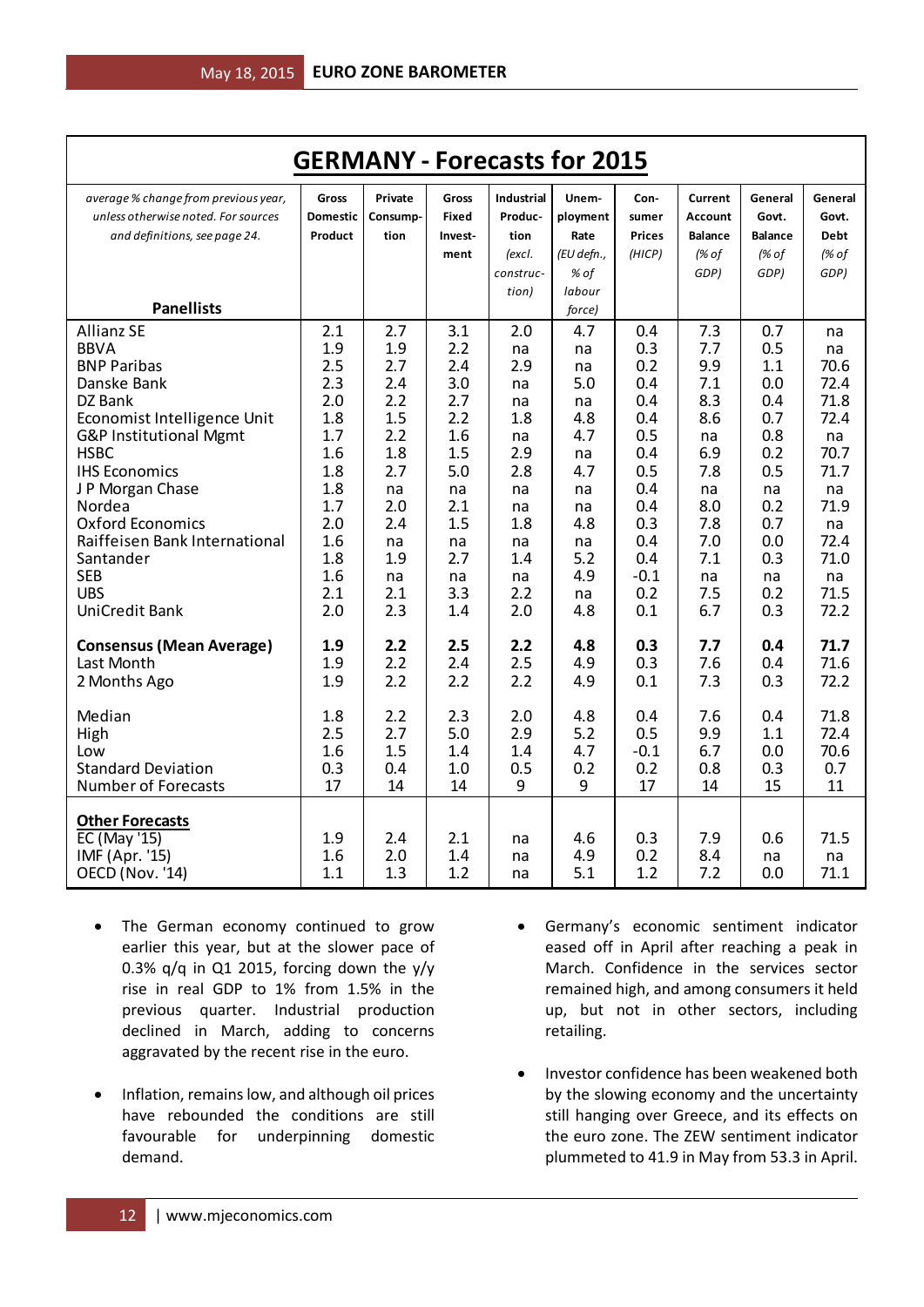# GERMANY - Forecasts for 2015

| *average % change from previous year, unless otherwise noted. For sources and definitions, see page 24.* **Panellists** | Gross Domestic Product | Private Consump-tion | Gross Fixed Invest-ment | Industrial Produc-tion *(excl. construc-tion)* | Unem-ployment Rate *(EU defn., % of labour force)* | Con-sumer Prices *(HICP)* | Current Account Balance *(% of GDP)* | General Govt. Balance *(% of GDP)* | General Govt. Debt *(% of GDP)* |
|---|---|---|---|---|---|---|---|---|---|
| Allianz SE | 2.1 | 2.7 | 3.1 | 2.0 | 4.7 | 0.4 | 7.3 | 0.7 | na |
| BBVA | 1.9 | 1.9 | 2.2 | na | na | 0.3 | 7.7 | 0.5 | na |
| BNP Paribas | 2.5 | 2.7 | 2.4 | 2.9 | na | 0.2 | 9.9 | 1.1 | 70.6 |
| Danske Bank | 2.3 | 2.4 | 3.0 | na | 5.0 | 0.4 | 7.1 | 0.0 | 72.4 |
| DZ Bank | 2.0 | 2.2 | 2.7 | na | na | 0.4 | 8.3 | 0.4 | 71.8 |
| Economist Intelligence Unit | 1.8 | 1.5 | 2.2 | 1.8 | 4.8 | 0.4 | 8.6 | 0.7 | 72.4 |
| G&P Institutional Mgmt | 1.7 | 2.2 | 1.6 | na | 4.7 | 0.5 | na | 0.8 | na |
| HSBC | 1.6 | 1.8 | 1.5 | 2.9 | na | 0.4 | 6.9 | 0.2 | 70.7 |
| IHS Economics | 1.8 | 2.7 | 5.0 | 2.8 | 4.7 | 0.5 | 7.8 | 0.5 | 71.7 |
| J P Morgan Chase | 1.8 | na | na | na | na | 0.4 | na | na | na |
| Nordea | 1.7 | 2.0 | 2.1 | na | na | 0.4 | 8.0 | 0.2 | 71.9 |
| Oxford Economics | 2.0 | 2.4 | 1.5 | 1.8 | 4.8 | 0.3 | 7.8 | 0.7 | na |
| Raiffeisen Bank International | 1.6 | na | na | na | na | 0.4 | 7.0 | 0.0 | 72.4 |
| Santander | 1.8 | 1.9 | 2.7 | 1.4 | 5.2 | 0.4 | 7.1 | 0.3 | 71.0 |
| SEB | 1.6 | na | na | na | 4.9 | -0.1 | na | na | na |
| UBS | 2.1 | 2.1 | 3.3 | 2.2 | na | 0.2 | 7.5 | 0.2 | 71.5 |
| UniCredit Bank | 2.0 | 2.3 | 1.4 | 2.0 | 4.8 | 0.1 | 6.7 | 0.3 | 72.2 |
| **Consensus (Mean Average)** | **1.9** | **2.2** | **2.5** | **2.2** | **4.8** | **0.3** | **7.7** | **0.4** | **71.7** |
| Last Month | 1.9 | 2.2 | 2.4 | 2.5 | 4.9 | 0.3 | 7.6 | 0.4 | 71.6 |
| 2 Months Ago | 1.9 | 2.2 | 2.2 | 2.2 | 4.9 | 0.1 | 7.3 | 0.3 | 72.2 |
| Median | 1.8 | 2.2 | 2.3 | 2.0 | 4.8 | 0.4 | 7.6 | 0.4 | 71.8 |
| High | 2.5 | 2.7 | 5.0 | 2.9 | 5.2 | 0.5 | 9.9 | 1.1 | 72.4 |
| Low | 1.6 | 1.5 | 1.4 | 1.4 | 4.7 | -0.1 | 6.7 | 0.0 | 70.6 |
| Standard Deviation | 0.3 | 0.4 | 1.0 | 0.5 | 0.2 | 0.2 | 0.8 | 0.3 | 0.7 |
| Number of Forecasts | 17 | 14 | 14 | 9 | 9 | 17 | 14 | 15 | 11 |
| **Other Forecasts** | | | | | | | | | |
| EC (May '15) | 1.9 | 2.4 | 2.1 | na | 4.6 | 0.3 | 7.9 | 0.6 | 71.5 |
| IMF (Apr. '15) | 1.6 | 2.0 | 1.4 | na | 4.9 | 0.2 | 8.4 | na | na |
| OECD (Nov. '14) | 1.1 | 1.3 | 1.2 | na | 5.1 | 1.2 | 7.2 | 0.0 | 71.1 |

- The German economy continued to grow earlier this year, but at the slower pace of 0.3% q/q in Q1 2015, forcing down the y/y rise in real GDP to 1% from 1.5% in the previous quarter. Industrial production declined in March, adding to concerns aggravated by the recent rise in the euro.

- Inflation, remains low, and although oil prices have rebounded the conditions are still favourable for underpinning domestic demand.

- Germany's economic sentiment indicator eased off in April after reaching a peak in March. Confidence in the services sector remained high, and among consumers it held up, but not in other sectors, including retailing.

- Investor confidence has been weakened both by the slowing economy and the uncertainty still hanging over Greece, and its effects on the euro zone. The ZEW sentiment indicator plummeted to 41.9 in May from 53.3 in April.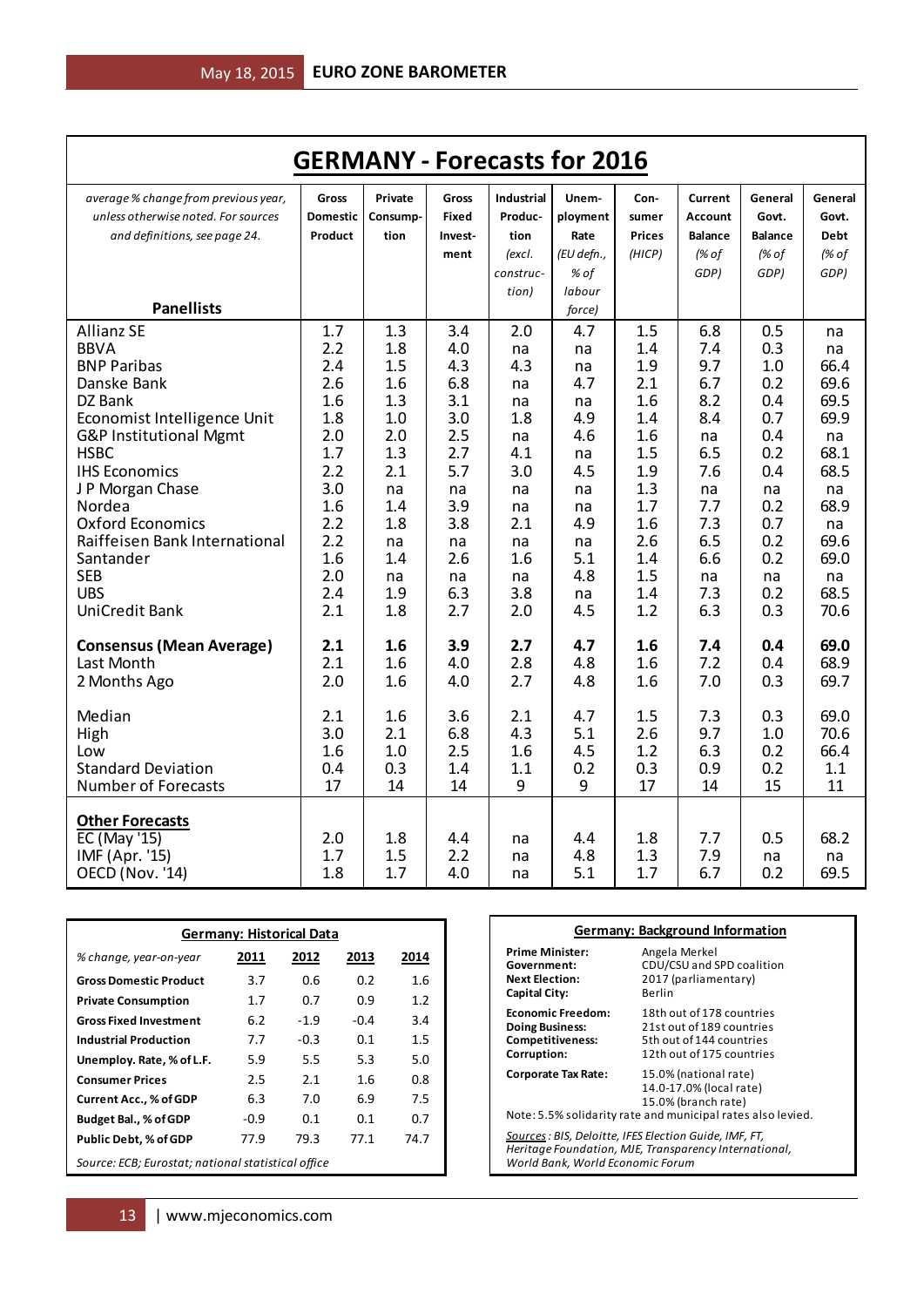# GERMANY - Forecasts for 2016

| *average % change from previous year, unless otherwise noted. For sources and definitions, see page 24.* **Panellists** | Gross Domestic Product | Private Consump-tion | Gross Fixed Invest-ment | Industrial Produc-tion *(excl. construc-tion)* | Unem-ployment Rate *(EU defn., % of labour force)* | Con-sumer Prices *(HICP)* | Current Account Balance *(% of GDP)* | General Govt. Balance *(% of GDP)* | General Govt. Debt *(% of GDP)* |
|---|---|---|---|---|---|---|---|---|---|
| Allianz SE | 1.7 | 1.3 | 3.4 | 2.0 | 4.7 | 1.5 | 6.8 | 0.5 | na |
| BBVA | 2.2 | 1.8 | 4.0 | na | na | 1.4 | 7.4 | 0.3 | na |
| BNP Paribas | 2.4 | 1.5 | 4.3 | 4.3 | na | 1.9 | 9.7 | 1.0 | 66.4 |
| Danske Bank | 2.6 | 1.6 | 6.8 | na | 4.7 | 2.1 | 6.7 | 0.2 | 69.6 |
| DZ Bank | 1.6 | 1.3 | 3.1 | na | na | 1.6 | 8.2 | 0.4 | 69.5 |
| Economist Intelligence Unit | 1.8 | 1.0 | 3.0 | 1.8 | 4.9 | 1.4 | 8.4 | 0.7 | 69.9 |
| G&P Institutional Mgmt | 2.0 | 2.0 | 2.5 | na | 4.6 | 1.6 | na | 0.4 | na |
| HSBC | 1.7 | 1.3 | 2.7 | 4.1 | na | 1.5 | 6.5 | 0.2 | 68.1 |
| IHS Economics | 2.2 | 2.1 | 5.7 | 3.0 | 4.5 | 1.9 | 7.6 | 0.4 | 68.5 |
| J P Morgan Chase | 3.0 | na | na | na | na | 1.3 | na | na | na |
| Nordea | 1.6 | 1.4 | 3.9 | na | na | 1.7 | 7.7 | 0.2 | 68.9 |
| Oxford Economics | 2.2 | 1.8 | 3.8 | 2.1 | 4.9 | 1.6 | 7.3 | 0.7 | na |
| Raiffeisen Bank International | 2.2 | na | na | na | na | 2.6 | 6.5 | 0.2 | 69.6 |
| Santander | 1.6 | 1.4 | 2.6 | 1.6 | 5.1 | 1.4 | 6.6 | 0.2 | 69.0 |
| SEB | 2.0 | na | na | na | 4.8 | 1.5 | na | na | na |
| UBS | 2.4 | 1.9 | 6.3 | 3.8 | na | 1.4 | 7.3 | 0.2 | 68.5 |
| UniCredit Bank | 2.1 | 1.8 | 2.7 | 2.0 | 4.5 | 1.2 | 6.3 | 0.3 | 70.6 |
| **Consensus (Mean Average)** | **2.1** | **1.6** | **3.9** | **2.7** | **4.7** | **1.6** | **7.4** | **0.4** | **69.0** |
| Last Month | 2.1 | 1.6 | 4.0 | 2.8 | 4.8 | 1.6 | 7.2 | 0.4 | 68.9 |
| 2 Months Ago | 2.0 | 1.6 | 4.0 | 2.7 | 4.8 | 1.6 | 7.0 | 0.3 | 69.7 |
| Median | 2.1 | 1.6 | 3.6 | 2.1 | 4.7 | 1.5 | 7.3 | 0.3 | 69.0 |
| High | 3.0 | 2.1 | 6.8 | 4.3 | 5.1 | 2.6 | 9.7 | 1.0 | 70.6 |
| Low | 1.6 | 1.0 | 2.5 | 1.6 | 4.5 | 1.2 | 6.3 | 0.2 | 66.4 |
| Standard Deviation | 0.4 | 0.3 | 1.4 | 1.1 | 0.2 | 0.3 | 0.9 | 0.2 | 1.1 |
| Number of Forecasts | 17 | 14 | 14 | 9 | 9 | 17 | 14 | 15 | 11 |
| **Other Forecasts** | | | | | | | | | |
| EC (May '15) | 2.0 | 1.8 | 4.4 | na | 4.4 | 1.8 | 7.7 | 0.5 | 68.2 |
| IMF (Apr. '15) | 1.7 | 1.5 | 2.2 | na | 4.8 | 1.3 | 7.9 | na | na |
| OECD (Nov. '14) | 1.8 | 1.7 | 4.0 | na | 5.1 | 1.7 | 6.7 | 0.2 | 69.5 |

## Germany: Historical Data

| *% change, year-on-year* | 2011 | 2012 | 2013 | 2014 |
|---|---|---|---|---|
| **Gross Domestic Product** | 3.7 | 0.6 | 0.2 | 1.6 |
| **Private Consumption** | 1.7 | 0.7 | 0.9 | 1.2 |
| **Gross Fixed Investment** | 6.2 | -1.9 | -0.4 | 3.4 |
| **Industrial Production** | 7.7 | -0.3 | 0.1 | 1.5 |
| **Unemploy. Rate, % of L.F.** | 5.9 | 5.5 | 5.3 | 5.0 |
| **Consumer Prices** | 2.5 | 2.1 | 1.6 | 0.8 |
| **Current Acc., % of GDP** | 6.3 | 7.0 | 6.9 | 7.5 |
| **Budget Bal., % of GDP** | -0.9 | 0.1 | 0.1 | 0.7 |
| **Public Debt, % of GDP** | 77.9 | 79.3 | 77.1 | 74.7 |

*Source: ECB; Eurostat; national statistical office*

## Germany: Background Information

| | |
|---|---|
| **Prime Minister:** | Angela Merkel |
| **Government:** | CDU/CSU and SPD coalition |
| **Next Election:** | 2017 (parliamentary) |
| **Capital City:** | Berlin |
| **Economic Freedom:** | 18th out of 178 countries |
| **Doing Business:** | 21st out of 189 countries |
| **Competitiveness:** | 5th out of 144 countries |
| **Corruption:** | 12th out of 175 countries |
| **Corporate Tax Rate:** | 15.0% (national rate)<br>14.0-17.0% (local rate)<br>15.0% (branch rate) |

Note: 5.5% solidarity rate and municipal rates also levied.

*Sources: BIS, Deloitte, IFES Election Guide, IMF, FT, Heritage Foundation, MJE, Transparency International, World Bank, World Economic Forum*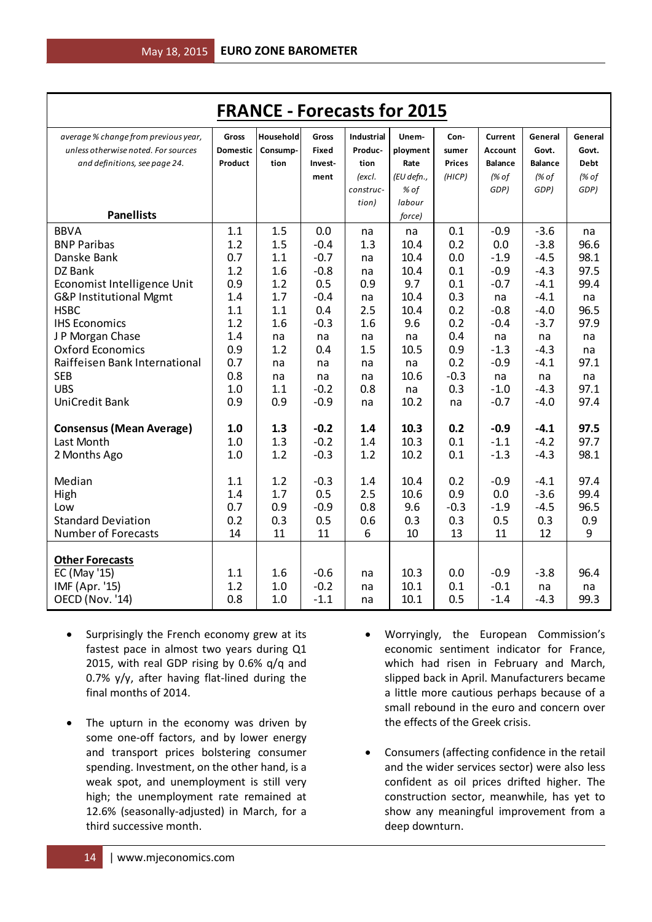# FRANCE - Forecasts for 2015

| *average % change from previous year, unless otherwise noted. For sources and definitions, see page 24.* **Panellists** | **Gross Domestic Product** | **Household Consump-tion** | **Gross Fixed Invest-ment** | **Industrial Produc-tion** *(excl. construc-tion)* | **Unem-ployment Rate** *(EU defn., % of labour force)* | **Con-sumer Prices** *(HICP)* | **Current Account Balance** *(% of GDP)* | **General Govt. Balance** *(% of GDP)* | **General Govt. Debt** *(% of GDP)* |
|---|---|---|---|---|---|---|---|---|---|
| BBVA | 1.1 | 1.5 | 0.0 | na | na | 0.1 | -0.9 | -3.6 | na |
| BNP Paribas | 1.2 | 1.5 | -0.4 | 1.3 | 10.4 | 0.2 | 0.0 | -3.8 | 96.6 |
| Danske Bank | 0.7 | 1.1 | -0.7 | na | 10.4 | 0.0 | -1.9 | -4.5 | 98.1 |
| DZ Bank | 1.2 | 1.6 | -0.8 | na | 10.4 | 0.1 | -0.9 | -4.3 | 97.5 |
| Economist Intelligence Unit | 0.9 | 1.2 | 0.5 | 0.9 | 9.7 | 0.1 | -0.7 | -4.1 | 99.4 |
| G&P Institutional Mgmt | 1.4 | 1.7 | -0.4 | na | 10.4 | 0.3 | na | -4.1 | na |
| HSBC | 1.1 | 1.1 | 0.4 | 2.5 | 10.4 | 0.2 | -0.8 | -4.0 | 96.5 |
| IHS Economics | 1.2 | 1.6 | -0.3 | 1.6 | 9.6 | 0.2 | -0.4 | -3.7 | 97.9 |
| J P Morgan Chase | 1.4 | na | na | na | na | 0.4 | na | na | na |
| Oxford Economics | 0.9 | 1.2 | 0.4 | 1.5 | 10.5 | 0.9 | -1.3 | -4.3 | na |
| Raiffeisen Bank International | 0.7 | na | na | na | na | 0.2 | -0.9 | -4.1 | 97.1 |
| SEB | 0.8 | na | na | na | 10.6 | -0.3 | na | na | na |
| UBS | 1.0 | 1.1 | -0.2 | 0.8 | na | 0.3 | -1.0 | -4.3 | 97.1 |
| UniCredit Bank | 0.9 | 0.9 | -0.9 | na | 10.2 | na | -0.7 | -4.0 | 97.4 |
| **Consensus (Mean Average)** | **1.0** | **1.3** | **-0.2** | **1.4** | **10.3** | **0.2** | **-0.9** | **-4.1** | **97.5** |
| Last Month | 1.0 | 1.3 | -0.2 | 1.4 | 10.3 | 0.1 | -1.1 | -4.2 | 97.7 |
| 2 Months Ago | 1.0 | 1.2 | -0.3 | 1.2 | 10.2 | 0.1 | -1.3 | -4.3 | 98.1 |
| Median | 1.1 | 1.2 | -0.3 | 1.4 | 10.4 | 0.2 | -0.9 | -4.1 | 97.4 |
| High | 1.4 | 1.7 | 0.5 | 2.5 | 10.6 | 0.9 | 0.0 | -3.6 | 99.4 |
| Low | 0.7 | 0.9 | -0.9 | 0.8 | 9.6 | -0.3 | -1.9 | -4.5 | 96.5 |
| Standard Deviation | 0.2 | 0.3 | 0.5 | 0.6 | 0.3 | 0.3 | 0.5 | 0.3 | 0.9 |
| Number of Forecasts | 14 | 11 | 11 | 6 | 10 | 13 | 11 | 12 | 9 |
| **Other Forecasts** | | | | | | | | | |
| EC (May '15) | 1.1 | 1.6 | -0.6 | na | 10.3 | 0.0 | -0.9 | -3.8 | 96.4 |
| IMF (Apr. '15) | 1.2 | 1.0 | -0.2 | na | 10.1 | 0.1 | -0.1 | na | na |
| OECD (Nov. '14) | 0.8 | 1.0 | -1.1 | na | 10.1 | 0.5 | -1.4 | -4.3 | 99.3 |

- Surprisingly the French economy grew at its fastest pace in almost two years during Q1 2015, with real GDP rising by 0.6% q/q and 0.7% y/y, after having flat-lined during the final months of 2014.

- The upturn in the economy was driven by some one-off factors, and by lower energy and transport prices bolstering consumer spending. Investment, on the other hand, is a weak spot, and unemployment is still very high; the unemployment rate remained at 12.6% (seasonally-adjusted) in March, for a third successive month.

- Worryingly, the European Commission's economic sentiment indicator for France, which had risen in February and March, slipped back in April. Manufacturers became a little more cautious perhaps because of a small rebound in the euro and concern over the effects of the Greek crisis.

- Consumers (affecting confidence in the retail and the wider services sector) were also less confident as oil prices drifted higher. The construction sector, meanwhile, has yet to show any meaningful improvement from a deep downturn.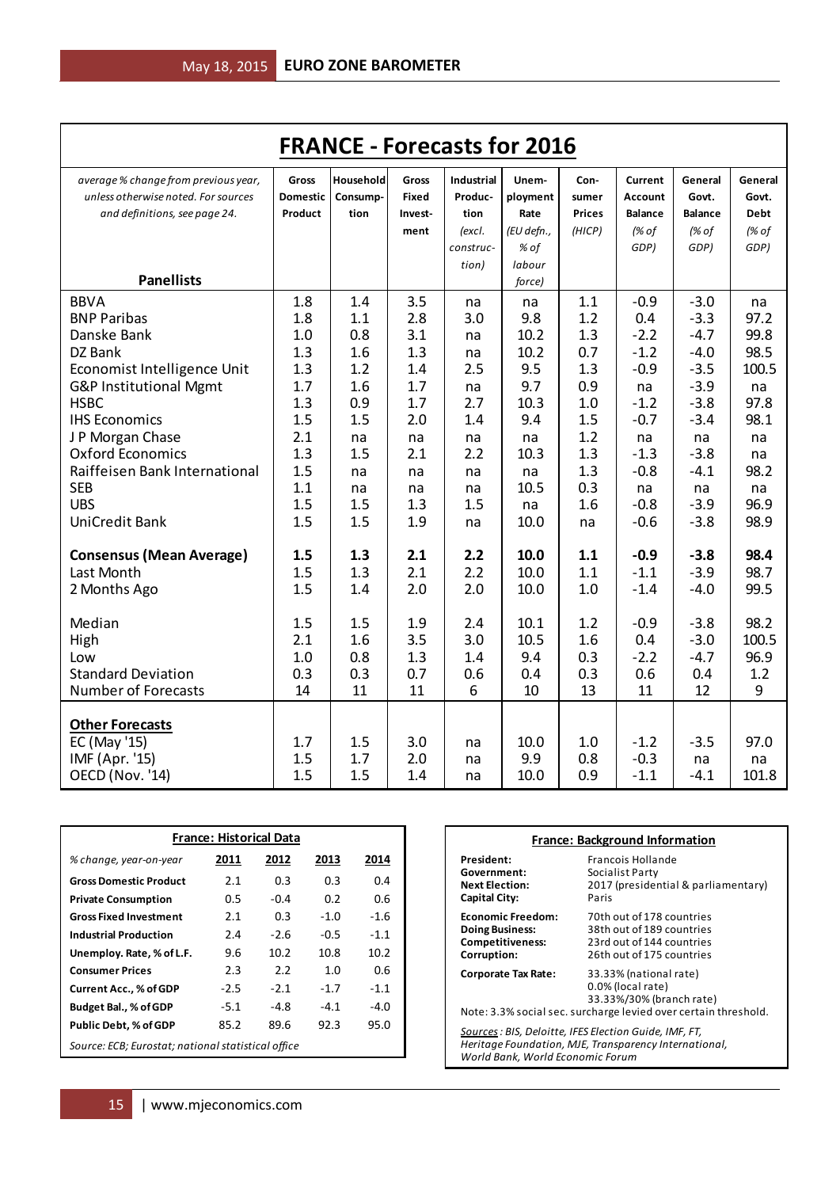# FRANCE - Forecasts for 2016

| *average % change from previous year, unless otherwise noted. For sources and definitions, see page 24.* **Panellists** | Gross Domestic Product | Household Consump-tion | Gross Fixed Invest-ment | Industrial Produc-tion *(excl. construc-tion)* | Unem-ployment Rate *(EU defn., % of labour force)* | Con-sumer Prices *(HICP)* | Current Account Balance *(% of GDP)* | General Govt. Balance *(% of GDP)* | General Govt. Debt *(% of GDP)* |
|---|---|---|---|---|---|---|---|---|---|
| BBVA | 1.8 | 1.4 | 3.5 | na | na | 1.1 | -0.9 | -3.0 | na |
| BNP Paribas | 1.8 | 1.1 | 2.8 | 3.0 | 9.8 | 1.2 | 0.4 | -3.3 | 97.2 |
| Danske Bank | 1.0 | 0.8 | 3.1 | na | 10.2 | 1.3 | -2.2 | -4.7 | 99.8 |
| DZ Bank | 1.3 | 1.6 | 1.3 | na | 10.2 | 0.7 | -1.2 | -4.0 | 98.5 |
| Economist Intelligence Unit | 1.3 | 1.2 | 1.4 | 2.5 | 9.5 | 1.3 | -0.9 | -3.5 | 100.5 |
| G&P Institutional Mgmt | 1.7 | 1.6 | 1.7 | na | 9.7 | 0.9 | na | -3.9 | na |
| HSBC | 1.3 | 0.9 | 1.7 | 2.7 | 10.3 | 1.0 | -1.2 | -3.8 | 97.8 |
| IHS Economics | 1.5 | 1.5 | 2.0 | 1.4 | 9.4 | 1.5 | -0.7 | -3.4 | 98.1 |
| J P Morgan Chase | 2.1 | na | na | na | na | 1.2 | na | na | na |
| Oxford Economics | 1.3 | 1.5 | 2.1 | 2.2 | 10.3 | 1.3 | -1.3 | -3.8 | na |
| Raiffeisen Bank International | 1.5 | na | na | na | na | 1.3 | -0.8 | -4.1 | 98.2 |
| SEB | 1.1 | na | na | na | 10.5 | 0.3 | na | na | na |
| UBS | 1.5 | 1.5 | 1.3 | 1.5 | na | 1.6 | -0.8 | -3.9 | 96.9 |
| UniCredit Bank | 1.5 | 1.5 | 1.9 | na | 10.0 | na | -0.6 | -3.8 | 98.9 |
| **Consensus (Mean Average)** | **1.5** | **1.3** | **2.1** | **2.2** | **10.0** | **1.1** | **-0.9** | **-3.8** | **98.4** |
| Last Month | 1.5 | 1.3 | 2.1 | 2.2 | 10.0 | 1.1 | -1.1 | -3.9 | 98.7 |
| 2 Months Ago | 1.5 | 1.4 | 2.0 | 2.0 | 10.0 | 1.0 | -1.4 | -4.0 | 99.5 |
| Median | 1.5 | 1.5 | 1.9 | 2.4 | 10.1 | 1.2 | -0.9 | -3.8 | 98.2 |
| High | 2.1 | 1.6 | 3.5 | 3.0 | 10.5 | 1.6 | 0.4 | -3.0 | 100.5 |
| Low | 1.0 | 0.8 | 1.3 | 1.4 | 9.4 | 0.3 | -2.2 | -4.7 | 96.9 |
| Standard Deviation | 0.3 | 0.3 | 0.7 | 0.6 | 0.4 | 0.3 | 0.6 | 0.4 | 1.2 |
| Number of Forecasts | 14 | 11 | 11 | 6 | 10 | 13 | 11 | 12 | 9 |
| **Other Forecasts** | | | | | | | | | |
| EC (May '15) | 1.7 | 1.5 | 3.0 | na | 10.0 | 1.0 | -1.2 | -3.5 | 97.0 |
| IMF (Apr. '15) | 1.5 | 1.7 | 2.0 | na | 9.9 | 0.8 | -0.3 | na | na |
| OECD (Nov. '14) | 1.5 | 1.5 | 1.4 | na | 10.0 | 0.9 | -1.1 | -4.1 | 101.8 |

## France: Historical Data

| *% change, year-on-year* | 2011 | 2012 | 2013 | 2014 |
|---|---|---|---|---|
| **Gross Domestic Product** | 2.1 | 0.3 | 0.3 | 0.4 |
| **Private Consumption** | 0.5 | -0.4 | 0.2 | 0.6 |
| **Gross Fixed Investment** | 2.1 | 0.3 | -1.0 | -1.6 |
| **Industrial Production** | 2.4 | -2.6 | -0.5 | -1.1 |
| **Unemploy. Rate, % of L.F.** | 9.6 | 10.2 | 10.8 | 10.2 |
| **Consumer Prices** | 2.3 | 2.2 | 1.0 | 0.6 |
| **Current Acc., % of GDP** | -2.5 | -2.1 | -1.7 | -1.1 |
| **Budget Bal., % of GDP** | -5.1 | -4.8 | -4.1 | -4.0 |
| **Public Debt, % of GDP** | 85.2 | 89.6 | 92.3 | 95.0 |

*Source: ECB; Eurostat; national statistical office*

## France: Background Information

| | |
|---|---|
| **President:** | Francois Hollande |
| **Government:** | Socialist Party |
| **Next Election:** | 2017 (presidential & parliamentary) |
| **Capital City:** | Paris |
| **Economic Freedom:** | 70th out of 178 countries |
| **Doing Business:** | 38th out of 189 countries |
| **Competitiveness:** | 23rd out of 144 countries |
| **Corruption:** | 26th out of 175 countries |
| **Corporate Tax Rate:** | 33.33% (national rate)<br>0.0% (local rate)<br>33.33%/30% (branch rate) |

Note: 3.3% social sec. surcharge levied over certain threshold.

*Sources: BIS, Deloitte, IFES Election Guide, IMF, FT, Heritage Foundation, MJE, Transparency International, World Bank, World Economic Forum*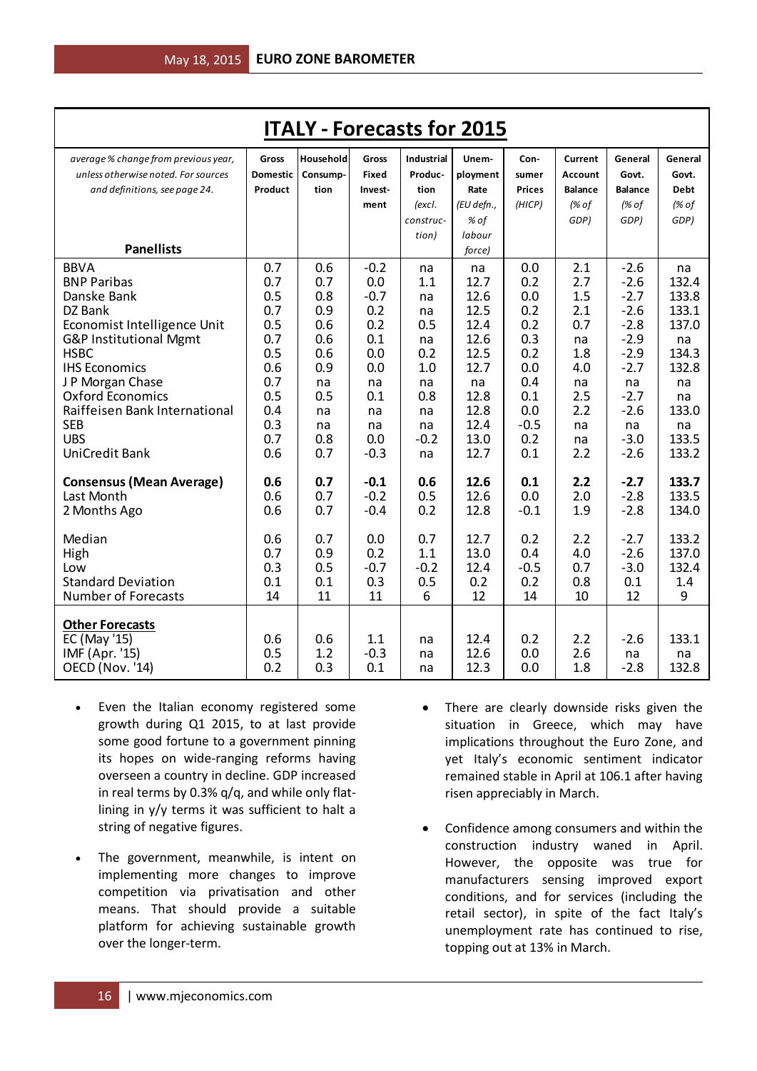# ITALY - Forecasts for 2015

| *average % change from previous year, unless otherwise noted. For sources and definitions, see page 24.* **Panellists** | Gross Domestic Product | Household Consump-tion | Gross Fixed Invest-ment | Industrial Produc-tion *(excl. construc-tion)* | Unem-ployment Rate *(EU defn., % of labour force)* | Con-sumer Prices *(HICP)* | Current Account Balance *(% of GDP)* | General Govt. Balance *(% of GDP)* | General Govt. Debt *(% of GDP)* |
|---|---|---|---|---|---|---|---|---|---|
| BBVA | 0.7 | 0.6 | -0.2 | na | na | 0.0 | 2.1 | -2.6 | na |
| BNP Paribas | 0.7 | 0.7 | 0.0 | 1.1 | 12.7 | 0.2 | 2.7 | -2.6 | 132.4 |
| Danske Bank | 0.5 | 0.8 | -0.7 | na | 12.6 | 0.0 | 1.5 | -2.7 | 133.8 |
| DZ Bank | 0.7 | 0.9 | 0.2 | na | 12.5 | 0.2 | 2.1 | -2.6 | 133.1 |
| Economist Intelligence Unit | 0.5 | 0.6 | 0.2 | 0.5 | 12.4 | 0.2 | 0.7 | -2.8 | 137.0 |
| G&P Institutional Mgmt | 0.7 | 0.6 | 0.1 | na | 12.6 | 0.3 | na | -2.9 | na |
| HSBC | 0.5 | 0.6 | 0.0 | 0.2 | 12.5 | 0.2 | 1.8 | -2.9 | 134.3 |
| IHS Economics | 0.6 | 0.9 | 0.0 | 1.0 | 12.7 | 0.0 | 4.0 | -2.7 | 132.8 |
| J P Morgan Chase | 0.7 | na | na | na | na | 0.4 | na | na | na |
| Oxford Economics | 0.5 | 0.5 | 0.1 | 0.8 | 12.8 | 0.1 | 2.5 | -2.7 | na |
| Raiffeisen Bank International | 0.4 | na | na | na | 12.8 | 0.0 | 2.2 | -2.6 | 133.0 |
| SEB | 0.3 | na | na | na | 12.4 | -0.5 | na | na | na |
| UBS | 0.7 | 0.8 | 0.0 | -0.2 | 13.0 | 0.2 | na | -3.0 | 133.5 |
| UniCredit Bank | 0.6 | 0.7 | -0.3 | na | 12.7 | 0.1 | 2.2 | -2.6 | 133.2 |
| **Consensus (Mean Average)** | **0.6** | **0.7** | **-0.1** | **0.6** | **12.6** | **0.1** | **2.2** | **-2.7** | **133.7** |
| Last Month | 0.6 | 0.7 | -0.2 | 0.5 | 12.6 | 0.0 | 2.0 | -2.8 | 133.5 |
| 2 Months Ago | 0.6 | 0.7 | -0.4 | 0.2 | 12.8 | -0.1 | 1.9 | -2.8 | 134.0 |
| Median | 0.6 | 0.7 | 0.0 | 0.7 | 12.7 | 0.2 | 2.2 | -2.7 | 133.2 |
| High | 0.7 | 0.9 | 0.2 | 1.1 | 13.0 | 0.4 | 4.0 | -2.6 | 137.0 |
| Low | 0.3 | 0.5 | -0.7 | -0.2 | 12.4 | -0.5 | 0.7 | -3.0 | 132.4 |
| Standard Deviation | 0.1 | 0.1 | 0.3 | 0.5 | 0.2 | 0.2 | 0.8 | 0.1 | 1.4 |
| Number of Forecasts | 14 | 11 | 11 | 6 | 12 | 14 | 10 | 12 | 9 |
| **Other Forecasts** | | | | | | | | | |
| EC (May '15) | 0.6 | 0.6 | 1.1 | na | 12.4 | 0.2 | 2.2 | -2.6 | 133.1 |
| IMF (Apr. '15) | 0.5 | 1.2 | -0.3 | na | 12.6 | 0.0 | 2.6 | na | na |
| OECD (Nov. '14) | 0.2 | 0.3 | 0.1 | na | 12.3 | 0.0 | 1.8 | -2.8 | 132.8 |

- Even the Italian economy registered some growth during Q1 2015, to at last provide some good fortune to a government pinning its hopes on wide-ranging reforms having overseen a country in decline. GDP increased in real terms by 0.3% q/q, and while only flat-lining in y/y terms it was sufficient to halt a string of negative figures.

- The government, meanwhile, is intent on implementing more changes to improve competition via privatisation and other means. That should provide a suitable platform for achieving sustainable growth over the longer-term.

- There are clearly downside risks given the situation in Greece, which may have implications throughout the Euro Zone, and yet Italy's economic sentiment indicator remained stable in April at 106.1 after having risen appreciably in March.

- Confidence among consumers and within the construction industry waned in April. However, the opposite was true for manufacturers sensing improved export conditions, and for services (including the retail sector), in spite of the fact Italy's unemployment rate has continued to rise, topping out at 13% in March.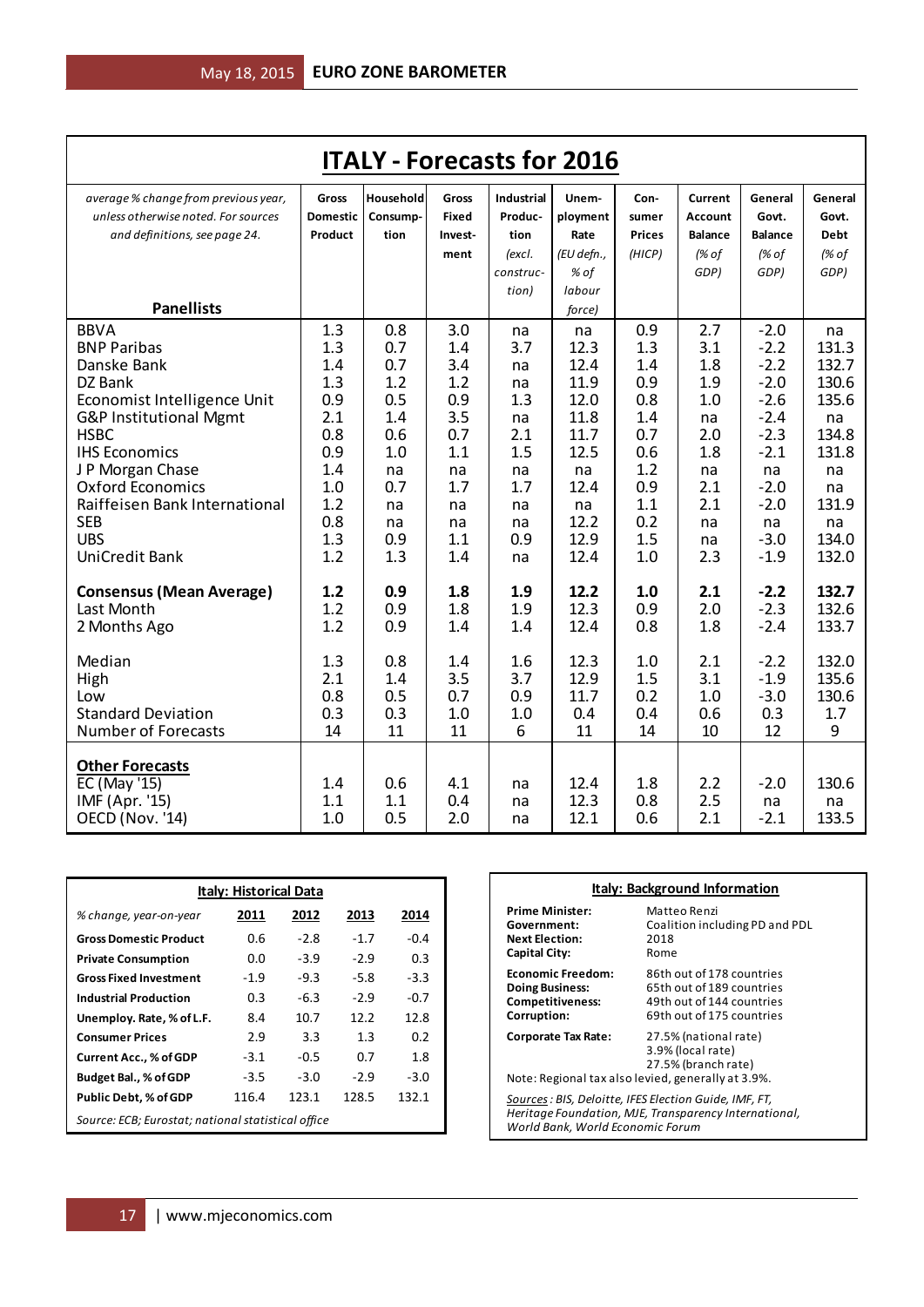# ITALY - Forecasts for 2016

| *average % change from previous year, unless otherwise noted. For sources and definitions, see page 24.* **Panellists** | **Gross Domestic Product** | **Household Consump-tion** | **Gross Fixed Invest-ment** | **Industrial Produc-tion** *(excl. construc-tion)* | **Unem-ployment Rate** *(EU defn., % of labour force)* | **Con-sumer Prices** *(HICP)* | **Current Account Balance** *(% of GDP)* | **General Govt. Balance** *(% of GDP)* | **General Govt. Debt** *(% of GDP)* |
|---|---|---|---|---|---|---|---|---|---|
| BBVA | 1.3 | 0.8 | 3.0 | na | na | 0.9 | 2.7 | -2.0 | na |
| BNP Paribas | 1.3 | 0.7 | 1.4 | 3.7 | 12.3 | 1.3 | 3.1 | -2.2 | 131.3 |
| Danske Bank | 1.4 | 0.7 | 3.4 | na | 12.4 | 1.4 | 1.8 | -2.2 | 132.7 |
| DZ Bank | 1.3 | 1.2 | 1.2 | na | 11.9 | 0.9 | 1.9 | -2.0 | 130.6 |
| Economist Intelligence Unit | 0.9 | 0.5 | 0.9 | 1.3 | 12.0 | 0.8 | 1.0 | -2.6 | 135.6 |
| G&P Institutional Mgmt | 2.1 | 1.4 | 3.5 | na | 11.8 | 1.4 | na | -2.4 | na |
| HSBC | 0.8 | 0.6 | 0.7 | 2.1 | 11.7 | 0.7 | 2.0 | -2.3 | 134.8 |
| IHS Economics | 0.9 | 1.0 | 1.1 | 1.5 | 12.5 | 0.6 | 1.8 | -2.1 | 131.8 |
| J P Morgan Chase | 1.4 | na | na | na | na | 1.2 | na | na | na |
| Oxford Economics | 1.0 | 0.7 | 1.7 | 1.7 | 12.4 | 0.9 | 2.1 | -2.0 | na |
| Raiffeisen Bank International | 1.2 | na | na | na | na | 1.1 | 2.1 | -2.0 | 131.9 |
| SEB | 0.8 | na | na | na | 12.2 | 0.2 | na | na | na |
| UBS | 1.3 | 0.9 | 1.1 | 0.9 | 12.9 | 1.5 | na | -3.0 | 134.0 |
| UniCredit Bank | 1.2 | 1.3 | 1.4 | na | 12.4 | 1.0 | 2.3 | -1.9 | 132.0 |
| **Consensus (Mean Average)** | **1.2** | **0.9** | **1.8** | **1.9** | **12.2** | **1.0** | **2.1** | **-2.2** | **132.7** |
| Last Month | 1.2 | 0.9 | 1.8 | 1.9 | 12.3 | 0.9 | 2.0 | -2.3 | 132.6 |
| 2 Months Ago | 1.2 | 0.9 | 1.4 | 1.4 | 12.4 | 0.8 | 1.8 | -2.4 | 133.7 |
| Median | 1.3 | 0.8 | 1.4 | 1.6 | 12.3 | 1.0 | 2.1 | -2.2 | 132.0 |
| High | 2.1 | 1.4 | 3.5 | 3.7 | 12.9 | 1.5 | 3.1 | -1.9 | 135.6 |
| Low | 0.8 | 0.5 | 0.7 | 0.9 | 11.7 | 0.2 | 1.0 | -3.0 | 130.6 |
| Standard Deviation | 0.3 | 0.3 | 1.0 | 1.0 | 0.4 | 0.4 | 0.6 | 0.3 | 1.7 |
| Number of Forecasts | 14 | 11 | 11 | 6 | 11 | 14 | 10 | 12 | 9 |
| **Other Forecasts** | | | | | | | | | |
| EC (May '15) | 1.4 | 0.6 | 4.1 | na | 12.4 | 1.8 | 2.2 | -2.0 | 130.6 |
| IMF (Apr. '15) | 1.1 | 1.1 | 0.4 | na | 12.3 | 0.8 | 2.5 | na | na |
| OECD (Nov. '14) | 1.0 | 0.5 | 2.0 | na | 12.1 | 0.6 | 2.1 | -2.1 | 133.5 |

**Italy: Historical Data**

| *% change, year-on-year* | **2011** | **2012** | **2013** | **2014** |
|---|---|---|---|---|
| **Gross Domestic Product** | 0.6 | -2.8 | -1.7 | -0.4 |
| **Private Consumption** | 0.0 | -3.9 | -2.9 | 0.3 |
| **Gross Fixed Investment** | -1.9 | -9.3 | -5.8 | -3.3 |
| **Industrial Production** | 0.3 | -6.3 | -2.9 | -0.7 |
| **Unemploy. Rate, % of L.F.** | 8.4 | 10.7 | 12.2 | 12.8 |
| **Consumer Prices** | 2.9 | 3.3 | 1.3 | 0.2 |
| **Current Acc., % of GDP** | -3.1 | -0.5 | 0.7 | 1.8 |
| **Budget Bal., % of GDP** | -3.5 | -3.0 | -2.9 | -3.0 |
| **Public Debt, % of GDP** | 116.4 | 123.1 | 128.5 | 132.1 |

*Source: ECB; Eurostat; national statistical office*

**Italy: Background Information**

| | |
|---|---|
| **Prime Minister:** | Matteo Renzi |
| **Government:** | Coalition including PD and PDL |
| **Next Election:** | 2018 |
| **Capital City:** | Rome |
| **Economic Freedom:** | 86th out of 178 countries |
| **Doing Business:** | 65th out of 189 countries |
| **Competitiveness:** | 49th out of 144 countries |
| **Corruption:** | 69th out of 175 countries |
| **Corporate Tax Rate:** | 27.5% (national rate) 3.9% (local rate) 27.5% (branch rate) |

Note: Regional tax also levied, generally at 3.9%.

*Sources: BIS, Deloitte, IFES Election Guide, IMF, FT, Heritage Foundation, MJE, Transparency International, World Bank, World Economic Forum*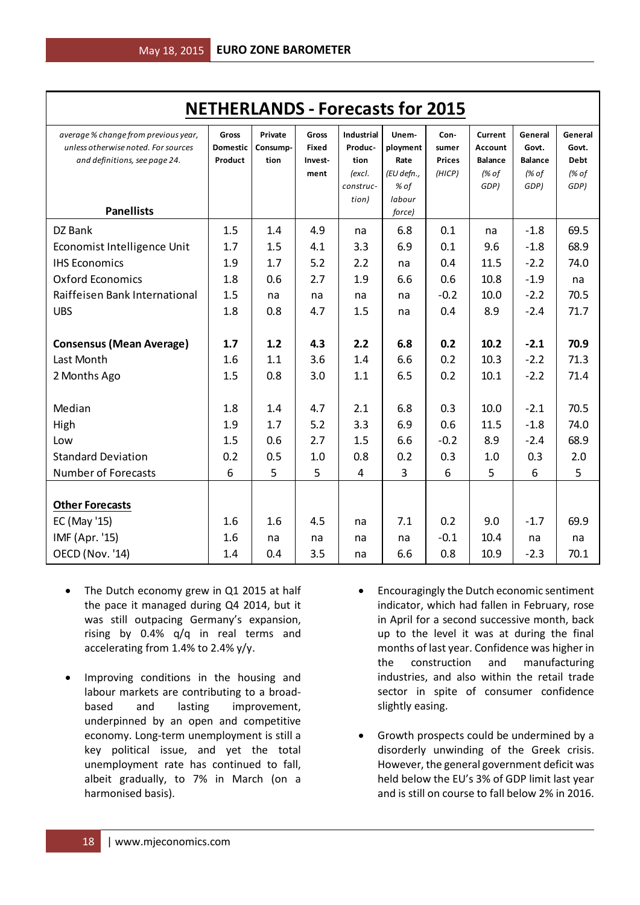# NETHERLANDS - Forecasts for 2015

| *average % change from previous year, unless otherwise noted. For sources and definitions, see page 24.* **Panellists** | Gross Domestic Product | Private Consumption | Gross Fixed Investment | Industrial Production (excl. construction) | Unemployment Rate (EU defn., % of labour force) | Consumer Prices (HICP) | Current Account Balance (% of GDP) | General Govt. Balance (% of GDP) | General Govt. Debt (% of GDP) |
|---|---|---|---|---|---|---|---|---|---|
| DZ Bank | 1.5 | 1.4 | 4.9 | na | 6.8 | 0.1 | na | -1.8 | 69.5 |
| Economist Intelligence Unit | 1.7 | 1.5 | 4.1 | 3.3 | 6.9 | 0.1 | 9.6 | -1.8 | 68.9 |
| IHS Economics | 1.9 | 1.7 | 5.2 | 2.2 | na | 0.4 | 11.5 | -2.2 | 74.0 |
| Oxford Economics | 1.8 | 0.6 | 2.7 | 1.9 | 6.6 | 0.6 | 10.8 | -1.9 | na |
| Raiffeisen Bank International | 1.5 | na | na | na | na | -0.2 | 10.0 | -2.2 | 70.5 |
| UBS | 1.8 | 0.8 | 4.7 | 1.5 | na | 0.4 | 8.9 | -2.4 | 71.7 |
| **Consensus (Mean Average)** | **1.7** | **1.2** | **4.3** | **2.2** | **6.8** | **0.2** | **10.2** | **-2.1** | **70.9** |
| Last Month | 1.6 | 1.1 | 3.6 | 1.4 | 6.6 | 0.2 | 10.3 | -2.2 | 71.3 |
| 2 Months Ago | 1.5 | 0.8 | 3.0 | 1.1 | 6.5 | 0.2 | 10.1 | -2.2 | 71.4 |
| Median | 1.8 | 1.4 | 4.7 | 2.1 | 6.8 | 0.3 | 10.0 | -2.1 | 70.5 |
| High | 1.9 | 1.7 | 5.2 | 3.3 | 6.9 | 0.6 | 11.5 | -1.8 | 74.0 |
| Low | 1.5 | 0.6 | 2.7 | 1.5 | 6.6 | -0.2 | 8.9 | -2.4 | 68.9 |
| Standard Deviation | 0.2 | 0.5 | 1.0 | 0.8 | 0.2 | 0.3 | 1.0 | 0.3 | 2.0 |
| Number of Forecasts | 6 | 5 | 5 | 4 | 3 | 6 | 5 | 6 | 5 |
| **Other Forecasts** | | | | | | | | | |
| EC (May '15) | 1.6 | 1.6 | 4.5 | na | 7.1 | 0.2 | 9.0 | -1.7 | 69.9 |
| IMF (Apr. '15) | 1.6 | na | na | na | na | -0.1 | 10.4 | na | na |
| OECD (Nov. '14) | 1.4 | 0.4 | 3.5 | na | 6.6 | 0.8 | 10.9 | -2.3 | 70.1 |

- The Dutch economy grew in Q1 2015 at half the pace it managed during Q4 2014, but it was still outpacing Germany's expansion, rising by 0.4% q/q in real terms and accelerating from 1.4% to 2.4% y/y.

- Improving conditions in the housing and labour markets are contributing to a broad-based and lasting improvement, underpinned by an open and competitive economy. Long-term unemployment is still a key political issue, and yet the total unemployment rate has continued to fall, albeit gradually, to 7% in March (on a harmonised basis).

- Encouragingly the Dutch economic sentiment indicator, which had fallen in February, rose in April for a second successive month, back up to the level it was at during the final months of last year. Confidence was higher in the construction and manufacturing industries, and also within the retail trade sector in spite of consumer confidence slightly easing.

- Growth prospects could be undermined by a disorderly unwinding of the Greek crisis. However, the general government deficit was held below the EU's 3% of GDP limit last year and is still on course to fall below 2% in 2016.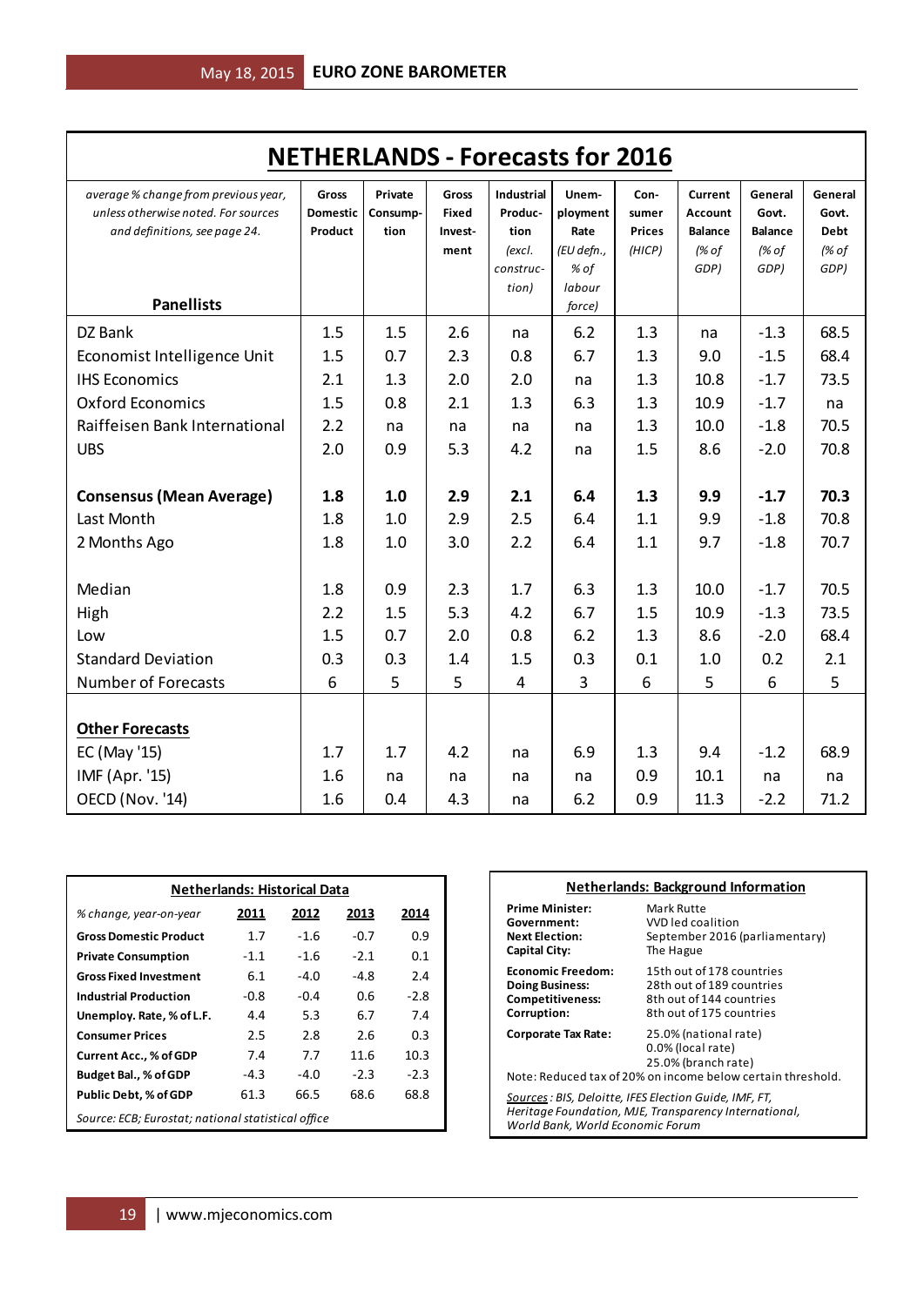# NETHERLANDS - Forecasts for 2016

| *average % change from previous year, unless otherwise noted. For sources and definitions, see page 24.* **Panellists** | Gross Domestic Product | Private Consump-tion | Gross Fixed Invest-ment | Industrial Produc-tion *(excl. construc-tion)* | Unem-ployment Rate *(EU defn., % of labour force)* | Con-sumer Prices *(HICP)* | Current Account Balance *(% of GDP)* | General Govt. Balance *(% of GDP)* | General Govt. Debt *(% of GDP)* |
|---|---|---|---|---|---|---|---|---|---|
| DZ Bank | 1.5 | 1.5 | 2.6 | na | 6.2 | 1.3 | na | -1.3 | 68.5 |
| Economist Intelligence Unit | 1.5 | 0.7 | 2.3 | 0.8 | 6.7 | 1.3 | 9.0 | -1.5 | 68.4 |
| IHS Economics | 2.1 | 1.3 | 2.0 | 2.0 | na | 1.3 | 10.8 | -1.7 | 73.5 |
| Oxford Economics | 1.5 | 0.8 | 2.1 | 1.3 | 6.3 | 1.3 | 10.9 | -1.7 | na |
| Raiffeisen Bank International | 2.2 | na | na | na | na | 1.3 | 10.0 | -1.8 | 70.5 |
| UBS | 2.0 | 0.9 | 5.3 | 4.2 | na | 1.5 | 8.6 | -2.0 | 70.8 |
| | | | | | | | | | |
| **Consensus (Mean Average)** | **1.8** | **1.0** | **2.9** | **2.1** | **6.4** | **1.3** | **9.9** | **-1.7** | **70.3** |
| Last Month | 1.8 | 1.0 | 2.9 | 2.5 | 6.4 | 1.1 | 9.9 | -1.8 | 70.8 |
| 2 Months Ago | 1.8 | 1.0 | 3.0 | 2.2 | 6.4 | 1.1 | 9.7 | -1.8 | 70.7 |
| | | | | | | | | | |
| Median | 1.8 | 0.9 | 2.3 | 1.7 | 6.3 | 1.3 | 10.0 | -1.7 | 70.5 |
| High | 2.2 | 1.5 | 5.3 | 4.2 | 6.7 | 1.5 | 10.9 | -1.3 | 73.5 |
| Low | 1.5 | 0.7 | 2.0 | 0.8 | 6.2 | 1.3 | 8.6 | -2.0 | 68.4 |
| Standard Deviation | 0.3 | 0.3 | 1.4 | 1.5 | 0.3 | 0.1 | 1.0 | 0.2 | 2.1 |
| Number of Forecasts | 6 | 5 | 5 | 4 | 3 | 6 | 5 | 6 | 5 |
| | | | | | | | | | |
| **Other Forecasts** | | | | | | | | | |
| EC (May '15) | 1.7 | 1.7 | 4.2 | na | 6.9 | 1.3 | 9.4 | -1.2 | 68.9 |
| IMF (Apr. '15) | 1.6 | na | na | na | na | 0.9 | 10.1 | na | na |
| OECD (Nov. '14) | 1.6 | 0.4 | 4.3 | na | 6.2 | 0.9 | 11.3 | -2.2 | 71.2 |

## Netherlands: Historical Data

| *% change, year-on-year* | 2011 | 2012 | 2013 | 2014 |
|---|---|---|---|---|
| **Gross Domestic Product** | 1.7 | -1.6 | -0.7 | 0.9 |
| **Private Consumption** | -1.1 | -1.6 | -2.1 | 0.1 |
| **Gross Fixed Investment** | 6.1 | -4.0 | -4.8 | 2.4 |
| **Industrial Production** | -0.8 | -0.4 | 0.6 | -2.8 |
| **Unemploy. Rate, % of L.F.** | 4.4 | 5.3 | 6.7 | 7.4 |
| **Consumer Prices** | 2.5 | 2.8 | 2.6 | 0.3 |
| **Current Acc., % of GDP** | 7.4 | 7.7 | 11.6 | 10.3 |
| **Budget Bal., % of GDP** | -4.3 | -4.0 | -2.3 | -2.3 |
| **Public Debt, % of GDP** | 61.3 | 66.5 | 68.6 | 68.8 |

*Source: ECB; Eurostat; national statistical office*

## Netherlands: Background Information

| | |
|---|---|
| **Prime Minister:** | Mark Rutte |
| **Government:** | VVD led coalition |
| **Next Election:** | September 2016 (parliamentary) |
| **Capital City:** | The Hague |
| **Economic Freedom:** | 15th out of 178 countries |
| **Doing Business:** | 28th out of 189 countries |
| **Competitiveness:** | 8th out of 144 countries |
| **Corruption:** | 8th out of 175 countries |
| **Corporate Tax Rate:** | 25.0% (national rate)<br>0.0% (local rate)<br>25.0% (branch rate) |

Note: Reduced tax of 20% on income below certain threshold.

*Sources: BIS, Deloitte, IFES Election Guide, IMF, FT, Heritage Foundation, MJE, Transparency International, World Bank, World Economic Forum*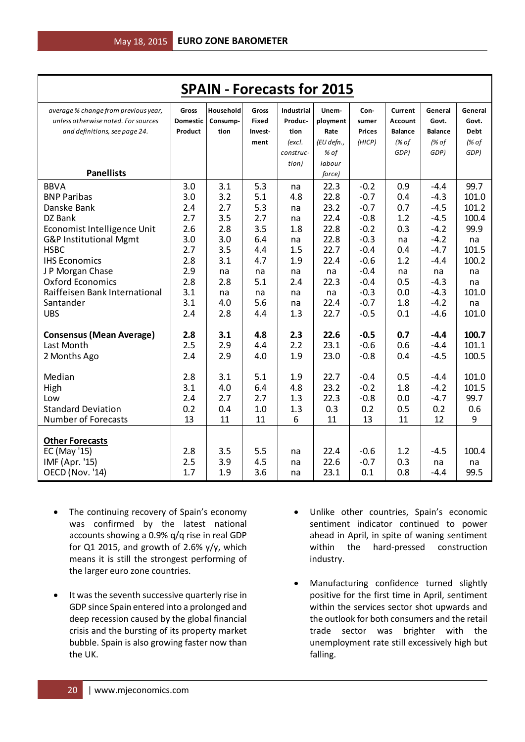## SPAIN - Forecasts for 2015

| *average % change from previous year, unless otherwise noted. For sources and definitions, see page 24.* **Panellists** | Gross Domestic Product | Household Consump-tion | Gross Fixed Invest-ment | Industrial Produc-tion *(excl. construc-tion)* | Unem-ployment Rate *(EU defn., % of labour force)* | Con-sumer Prices *(HICP)* | Current Account Balance *(% of GDP)* | General Govt. Balance *(% of GDP)* | General Govt. Debt *(% of GDP)* |
|---|---|---|---|---|---|---|---|---|---|
| BBVA | 3.0 | 3.1 | 5.3 | na | 22.3 | -0.2 | 0.9 | -4.4 | 99.7 |
| BNP Paribas | 3.0 | 3.2 | 5.1 | 4.8 | 22.8 | -0.7 | 0.4 | -4.3 | 101.0 |
| Danske Bank | 2.4 | 2.7 | 5.3 | na | 23.2 | -0.7 | 0.7 | -4.5 | 101.2 |
| DZ Bank | 2.7 | 3.5 | 2.7 | na | 22.4 | -0.8 | 1.2 | -4.5 | 100.4 |
| Economist Intelligence Unit | 2.6 | 2.8 | 3.5 | 1.8 | 22.8 | -0.2 | 0.3 | -4.2 | 99.9 |
| G&P Institutional Mgmt | 3.0 | 3.0 | 6.4 | na | 22.8 | -0.3 | na | -4.2 | na |
| HSBC | 2.7 | 3.5 | 4.4 | 1.5 | 22.7 | -0.4 | 0.4 | -4.7 | 101.5 |
| IHS Economics | 2.8 | 3.1 | 4.7 | 1.9 | 22.4 | -0.6 | 1.2 | -4.4 | 100.2 |
| J P Morgan Chase | 2.9 | na | na | na | na | -0.4 | na | na | na |
| Oxford Economics | 2.8 | 2.8 | 5.1 | 2.4 | 22.3 | -0.4 | 0.5 | -4.3 | na |
| Raiffeisen Bank International | 3.1 | na | na | na | na | -0.3 | 0.0 | -4.3 | 101.0 |
| Santander | 3.1 | 4.0 | 5.6 | na | 22.4 | -0.7 | 1.8 | -4.2 | na |
| UBS | 2.4 | 2.8 | 4.4 | 1.3 | 22.7 | -0.5 | 0.1 | -4.6 | 101.0 |
| **Consensus (Mean Average)** | **2.8** | **3.1** | **4.8** | **2.3** | **22.6** | **-0.5** | **0.7** | **-4.4** | **100.7** |
| Last Month | 2.5 | 2.9 | 4.4 | 2.2 | 23.1 | -0.6 | 0.6 | -4.4 | 101.1 |
| 2 Months Ago | 2.4 | 2.9 | 4.0 | 1.9 | 23.0 | -0.8 | 0.4 | -4.5 | 100.5 |
| Median | 2.8 | 3.1 | 5.1 | 1.9 | 22.7 | -0.4 | 0.5 | -4.4 | 101.0 |
| High | 3.1 | 4.0 | 6.4 | 4.8 | 23.2 | -0.2 | 1.8 | -4.2 | 101.5 |
| Low | 2.4 | 2.7 | 2.7 | 1.3 | 22.3 | -0.8 | 0.0 | -4.7 | 99.7 |
| Standard Deviation | 0.2 | 0.4 | 1.0 | 1.3 | 0.3 | 0.2 | 0.5 | 0.2 | 0.6 |
| Number of Forecasts | 13 | 11 | 11 | 6 | 11 | 13 | 11 | 12 | 9 |
| **Other Forecasts** | | | | | | | | | |
| EC (May '15) | 2.8 | 3.5 | 5.5 | na | 22.4 | -0.6 | 1.2 | -4.5 | 100.4 |
| IMF (Apr. '15) | 2.5 | 3.9 | 4.5 | na | 22.6 | -0.7 | 0.3 | na | na |
| OECD (Nov. '14) | 1.7 | 1.9 | 3.6 | na | 23.1 | 0.1 | 0.8 | -4.4 | 99.5 |

- The continuing recovery of Spain's economy was confirmed by the latest national accounts showing a 0.9% q/q rise in real GDP for Q1 2015, and growth of 2.6% y/y, which means it is still the strongest performing of the larger euro zone countries.
- It was the seventh successive quarterly rise in GDP since Spain entered into a prolonged and deep recession caused by the global financial crisis and the bursting of its property market bubble. Spain is also growing faster now than the UK.
- Unlike other countries, Spain's economic sentiment indicator continued to power ahead in April, in spite of waning sentiment within the hard-pressed construction industry.
- Manufacturing confidence turned slightly positive for the first time in April, sentiment within the services sector shot upwards and the outlook for both consumers and the retail trade sector was brighter with the unemployment rate still excessively high but falling.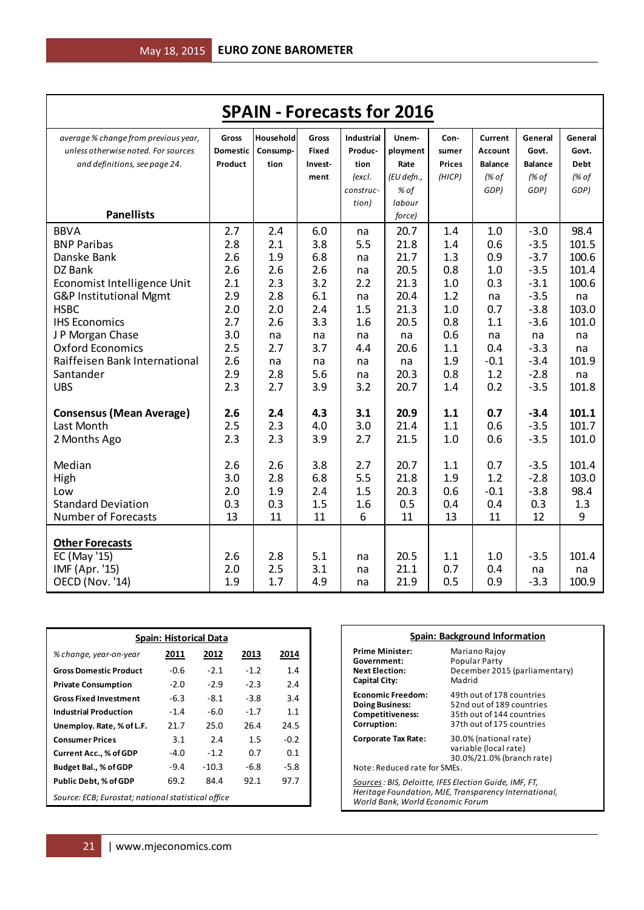# SPAIN - Forecasts for 2016

| *average % change from previous year, unless otherwise noted. For sources and definitions, see page 24.* **Panellists** | **Gross Domestic Product** | **Household Consump-tion** | **Gross Fixed Invest-ment** | **Industrial Produc-tion** *(excl. construc-tion)* | **Unem-ployment Rate** *(EU defn., % of labour force)* | **Con-sumer Prices** *(HICP)* | **Current Account Balance** *(% of GDP)* | **General Govt. Balance** *(% of GDP)* | **General Govt. Debt** *(% of GDP)* |
|---|---|---|---|---|---|---|---|---|---|
| BBVA | 2.7 | 2.4 | 6.0 | na | 20.7 | 1.4 | 1.0 | -3.0 | 98.4 |
| BNP Paribas | 2.8 | 2.1 | 3.8 | 5.5 | 21.8 | 1.4 | 0.6 | -3.5 | 101.5 |
| Danske Bank | 2.6 | 1.9 | 6.8 | na | 21.7 | 1.3 | 0.9 | -3.7 | 100.6 |
| DZ Bank | 2.6 | 2.6 | 2.6 | na | 20.5 | 0.8 | 1.0 | -3.5 | 101.4 |
| Economist Intelligence Unit | 2.1 | 2.3 | 3.2 | 2.2 | 21.3 | 1.0 | 0.3 | -3.1 | 100.6 |
| G&P Institutional Mgmt | 2.9 | 2.8 | 6.1 | na | 20.4 | 1.2 | na | -3.5 | na |
| HSBC | 2.0 | 2.0 | 2.4 | 1.5 | 21.3 | 1.0 | 0.7 | -3.8 | 103.0 |
| IHS Economics | 2.7 | 2.6 | 3.3 | 1.6 | 20.5 | 0.8 | 1.1 | -3.6 | 101.0 |
| J P Morgan Chase | 3.0 | na | na | na | na | 0.6 | na | na | na |
| Oxford Economics | 2.5 | 2.7 | 3.7 | 4.4 | 20.6 | 1.1 | 0.4 | -3.3 | na |
| Raiffeisen Bank International | 2.6 | na | na | na | na | 1.9 | -0.1 | -3.4 | 101.9 |
| Santander | 2.9 | 2.8 | 5.6 | na | 20.3 | 0.8 | 1.2 | -2.8 | na |
| UBS | 2.3 | 2.7 | 3.9 | 3.2 | 20.7 | 1.4 | 0.2 | -3.5 | 101.8 |
| | | | | | | | | | |
| **Consensus (Mean Average)** | **2.6** | **2.4** | **4.3** | **3.1** | **20.9** | **1.1** | **0.7** | **-3.4** | **101.1** |
| Last Month | 2.5 | 2.3 | 4.0 | 3.0 | 21.4 | 1.1 | 0.6 | -3.5 | 101.7 |
| 2 Months Ago | 2.3 | 2.3 | 3.9 | 2.7 | 21.5 | 1.0 | 0.6 | -3.5 | 101.0 |
| | | | | | | | | | |
| Median | 2.6 | 2.6 | 3.8 | 2.7 | 20.7 | 1.1 | 0.7 | -3.5 | 101.4 |
| High | 3.0 | 2.8 | 6.8 | 5.5 | 21.8 | 1.9 | 1.2 | -2.8 | 103.0 |
| Low | 2.0 | 1.9 | 2.4 | 1.5 | 20.3 | 0.6 | -0.1 | -3.8 | 98.4 |
| Standard Deviation | 0.3 | 0.3 | 1.5 | 1.6 | 0.5 | 0.4 | 0.4 | 0.3 | 1.3 |
| Number of Forecasts | 13 | 11 | 11 | 6 | 11 | 13 | 11 | 12 | 9 |
| | | | | | | | | | |
| **Other Forecasts** | | | | | | | | | |
| EC (May '15) | 2.6 | 2.8 | 5.1 | na | 20.5 | 1.1 | 1.0 | -3.5 | 101.4 |
| IMF (Apr. '15) | 2.0 | 2.5 | 3.1 | na | 21.1 | 0.7 | 0.4 | na | na |
| OECD (Nov. '14) | 1.9 | 1.7 | 4.9 | na | 21.9 | 0.5 | 0.9 | -3.3 | 100.9 |

## Spain: Historical Data

| *% change, year-on-year* | 2011 | 2012 | 2013 | 2014 |
|---|---|---|---|---|
| **Gross Domestic Product** | -0.6 | -2.1 | -1.2 | 1.4 |
| **Private Consumption** | -2.0 | -2.9 | -2.3 | 2.4 |
| **Gross Fixed Investment** | -6.3 | -8.1 | -3.8 | 3.4 |
| **Industrial Production** | -1.4 | -6.0 | -1.7 | 1.1 |
| **Unemploy. Rate, % of L.F.** | 21.7 | 25.0 | 26.4 | 24.5 |
| **Consumer Prices** | 3.1 | 2.4 | 1.5 | -0.2 |
| **Current Acc., % of GDP** | -4.0 | -1.2 | 0.7 | 0.1 |
| **Budget Bal., % of GDP** | -9.4 | -10.3 | -6.8 | -5.8 |
| **Public Debt, % of GDP** | 69.2 | 84.4 | 92.1 | 97.7 |

*Source: ECB; Eurostat; national statistical office*

## Spain: Background Information

| | |
|---|---|
| **Prime Minister:** | Mariano Rajoy |
| **Government:** | Popular Party |
| **Next Election:** | December 2015 (parliamentary) |
| **Capital City:** | Madrid |
| **Economic Freedom:** | 49th out of 178 countries |
| **Doing Business:** | 52nd out of 189 countries |
| **Competitiveness:** | 35th out of 144 countries |
| **Corruption:** | 37th out of 175 countries |
| **Corporate Tax Rate:** | 30.0% (national rate)<br>variable (local rate)<br>30.0%/21.0% (branch rate) |

Note: Reduced rate for SMEs.

*Sources: BIS, Deloitte, IFES Election Guide, IMF, FT, Heritage Foundation, MJE, Transparency International, World Bank, World Economic Forum*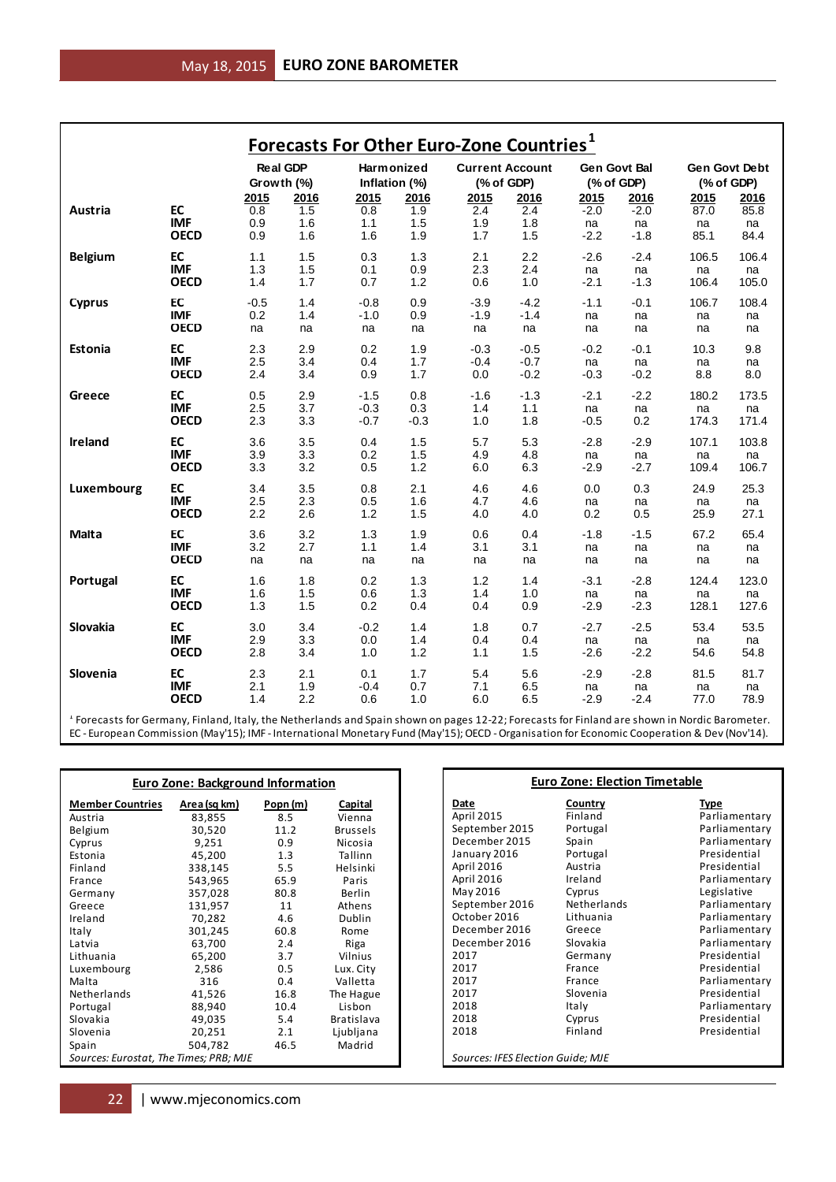## Forecasts For Other Euro-Zone Countries[1]

| | | Real GDP Growth (%) | | Harmonized Inflation (%) | | Current Account (% of GDP) | | Gen Govt Bal (% of GDP) | | Gen Govt Debt (% of GDP) | |
|---|---|---|---|---|---|---|---|---|---|---|---|
| | | 2015 | 2016 | 2015 | 2016 | 2015 | 2016 | 2015 | 2016 | 2015 | 2016 |
| **Austria** | **EC** | 0.8 | 1.5 | 0.8 | 1.9 | 2.4 | 2.4 | -2.0 | -2.0 | 87.0 | 85.8 |
| | **IMF** | 0.9 | 1.6 | 1.1 | 1.5 | 1.9 | 1.8 | na | na | na | na |
| | **OECD** | 0.9 | 1.6 | 1.6 | 1.9 | 1.7 | 1.5 | -2.2 | -1.8 | 85.1 | 84.4 |
| **Belgium** | **EC** | 1.1 | 1.5 | 0.3 | 1.3 | 2.1 | 2.2 | -2.6 | -2.4 | 106.5 | 106.4 |
| | **IMF** | 1.3 | 1.5 | 0.1 | 0.9 | 2.3 | 2.4 | na | na | na | na |
| | **OECD** | 1.4 | 1.7 | 0.7 | 1.2 | 0.6 | 1.0 | -2.1 | -1.3 | 106.4 | 105.0 |
| **Cyprus** | **EC** | -0.5 | 1.4 | -0.8 | 0.9 | -3.9 | -4.2 | -1.1 | -0.1 | 106.7 | 108.4 |
| | **IMF** | 0.2 | 1.4 | -1.0 | 0.9 | -1.9 | -1.4 | na | na | na | na |
| | **OECD** | na | na | na | na | na | na | na | na | na | na |
| **Estonia** | **EC** | 2.3 | 2.9 | 0.2 | 1.9 | -0.3 | -0.5 | -0.2 | -0.1 | 10.3 | 9.8 |
| | **IMF** | 2.5 | 3.4 | 0.4 | 1.7 | -0.4 | -0.7 | na | na | na | na |
| | **OECD** | 2.4 | 3.4 | 0.9 | 1.7 | 0.0 | -0.2 | -0.3 | -0.2 | 8.8 | 8.0 |
| **Greece** | **EC** | 0.5 | 2.9 | -1.5 | 0.8 | -1.6 | -1.3 | -2.1 | -2.2 | 180.2 | 173.5 |
| | **IMF** | 2.5 | 3.7 | -0.3 | 0.3 | 1.4 | 1.1 | na | na | na | na |
| | **OECD** | 2.3 | 3.3 | -0.7 | -0.3 | 1.0 | 1.8 | -0.5 | 0.2 | 174.3 | 171.4 |
| **Ireland** | **EC** | 3.6 | 3.5 | 0.4 | 1.5 | 5.7 | 5.3 | -2.8 | -2.9 | 107.1 | 103.8 |
| | **IMF** | 3.9 | 3.3 | 0.2 | 1.5 | 4.9 | 4.8 | na | na | na | na |
| | **OECD** | 3.3 | 3.2 | 0.5 | 1.2 | 6.0 | 6.3 | -2.9 | -2.7 | 109.4 | 106.7 |
| **Luxembourg** | **EC** | 3.4 | 3.5 | 0.8 | 2.1 | 4.6 | 4.6 | 0.0 | 0.3 | 24.9 | 25.3 |
| | **IMF** | 2.5 | 2.3 | 0.5 | 1.6 | 4.7 | 4.6 | na | na | na | na |
| | **OECD** | 2.2 | 2.6 | 1.2 | 1.5 | 4.0 | 4.0 | 0.2 | 0.5 | 25.9 | 27.1 |
| **Malta** | **EC** | 3.6 | 3.2 | 1.3 | 1.9 | 0.6 | 0.4 | -1.8 | -1.5 | 67.2 | 65.4 |
| | **IMF** | 3.2 | 2.7 | 1.1 | 1.4 | 3.1 | 3.1 | na | na | na | na |
| | **OECD** | na | na | na | na | na | na | na | na | na | na |
| **Portugal** | **EC** | 1.6 | 1.8 | 0.2 | 1.3 | 1.2 | 1.4 | -3.1 | -2.8 | 124.4 | 123.0 |
| | **IMF** | 1.6 | 1.5 | 0.6 | 1.3 | 1.4 | 1.0 | na | na | na | na |
| | **OECD** | 1.3 | 1.5 | 0.2 | 0.4 | 0.4 | 0.9 | -2.9 | -2.3 | 128.1 | 127.6 |
| **Slovakia** | **EC** | 3.0 | 3.4 | -0.2 | 1.4 | 1.8 | 0.7 | -2.7 | -2.5 | 53.4 | 53.5 |
| | **IMF** | 2.9 | 3.3 | 0.0 | 1.4 | 0.4 | 0.4 | na | na | na | na |
| | **OECD** | 2.8 | 3.4 | 1.0 | 1.2 | 1.1 | 1.5 | -2.6 | -2.2 | 54.6 | 54.8 |
| **Slovenia** | **EC** | 2.3 | 2.1 | 0.1 | 1.7 | 5.4 | 5.6 | -2.9 | -2.8 | 81.5 | 81.7 |
| | **IMF** | 2.1 | 1.9 | -0.4 | 0.7 | 7.1 | 6.5 | na | na | na | na |
| | **OECD** | 1.4 | 2.2 | 0.6 | 1.0 | 6.0 | 6.5 | -2.9 | -2.4 | 77.0 | 78.9 |

[1] Forecasts for Germany, Finland, Italy, the Netherlands and Spain shown on pages 12-22; Forecasts for Finland are shown in Nordic Barometer.
EC - European Commission (May'15); IMF - International Monetary Fund (May'15); OECD - Organisation for Economic Cooperation & Dev (Nov'14).

### Euro Zone: Background Information

| Member Countries | Area (sq km) | Popn (m) | Capital |
|---|---|---|---|
| Austria | 83,855 | 8.5 | Vienna |
| Belgium | 30,520 | 11.2 | Brussels |
| Cyprus | 9,251 | 0.9 | Nicosia |
| Estonia | 45,200 | 1.3 | Tallinn |
| Finland | 338,145 | 5.5 | Helsinki |
| France | 543,965 | 65.9 | Paris |
| Germany | 357,028 | 80.8 | Berlin |
| Greece | 131,957 | 11 | Athens |
| Ireland | 70,282 | 4.6 | Dublin |
| Italy | 301,245 | 60.8 | Rome |
| Latvia | 63,700 | 2.4 | Riga |
| Lithuania | 65,200 | 3.7 | Vilnius |
| Luxembourg | 2,586 | 0.5 | Lux. City |
| Malta | 316 | 0.4 | Valletta |
| Netherlands | 41,526 | 16.8 | The Hague |
| Portugal | 88,940 | 10.4 | Lisbon |
| Slovakia | 49,035 | 5.4 | Bratislava |
| Slovenia | 20,251 | 2.1 | Ljubljana |
| Spain | 504,782 | 46.5 | Madrid |

*Sources: Eurostat, The Times; PRB; MJE*

### Euro Zone: Election Timetable

| Date | Country | Type |
|---|---|---|
| April 2015 | Finland | Parliamentary |
| September 2015 | Portugal | Parliamentary |
| December 2015 | Spain | Parliamentary |
| January 2016 | Portugal | Presidential |
| April 2016 | Austria | Presidential |
| April 2016 | Ireland | Parliamentary |
| May 2016 | Cyprus | Legislative |
| September 2016 | Netherlands | Parliamentary |
| October 2016 | Lithuania | Parliamentary |
| December 2016 | Greece | Parliamentary |
| December 2016 | Slovakia | Parliamentary |
| 2017 | Germany | Presidential |
| 2017 | France | Presidential |
| 2017 | France | Parliamentary |
| 2017 | Slovenia | Presidential |
| 2018 | Italy | Parliamentary |
| 2018 | Cyprus | Presidential |
| 2018 | Finland | Presidential |

*Sources: IFES Election Guide; MJE*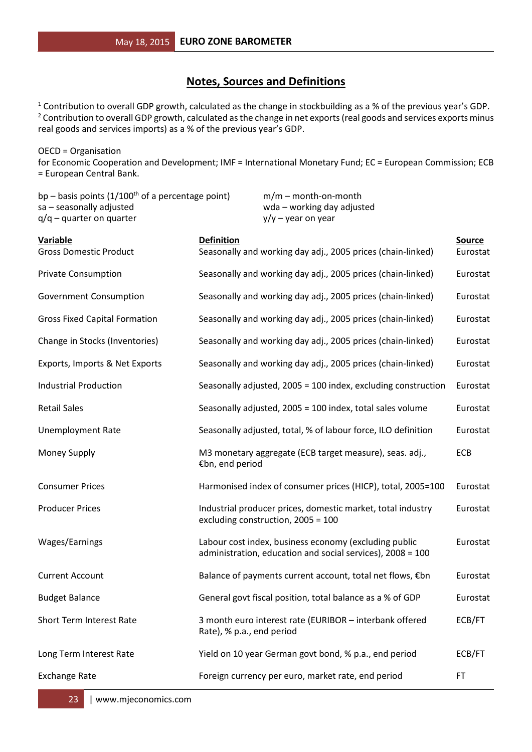## Notes, Sources and Definitions

[1] Contribution to overall GDP growth, calculated as the change in stockbuilding as a % of the previous year's GDP.
[2] Contribution to overall GDP growth, calculated as the change in net exports (real goods and services exports minus real goods and services imports) as a % of the previous year's GDP.

OECD = Organisation for Economic Cooperation and Development; IMF = International Monetary Fund; EC = European Commission; ECB = European Central Bank.

bp – basis points (1/100th of a percentage point)
sa – seasonally adjusted
q/q – quarter on quarter
m/m – month-on-month
wda – working day adjusted
y/y – year on year

| Variable | Definition | Source |
|---|---|---|
| Gross Domestic Product | Seasonally and working day adj., 2005 prices (chain-linked) | Eurostat |
| Private Consumption | Seasonally and working day adj., 2005 prices (chain-linked) | Eurostat |
| Government Consumption | Seasonally and working day adj., 2005 prices (chain-linked) | Eurostat |
| Gross Fixed Capital Formation | Seasonally and working day adj., 2005 prices (chain-linked) | Eurostat |
| Change in Stocks (Inventories) | Seasonally and working day adj., 2005 prices (chain-linked) | Eurostat |
| Exports, Imports & Net Exports | Seasonally and working day adj., 2005 prices (chain-linked) | Eurostat |
| Industrial Production | Seasonally adjusted, 2005 = 100 index, excluding construction | Eurostat |
| Retail Sales | Seasonally adjusted, 2005 = 100 index, total sales volume | Eurostat |
| Unemployment Rate | Seasonally adjusted, total, % of labour force, ILO definition | Eurostat |
| Money Supply | M3 monetary aggregate (ECB target measure), seas. adj., €bn, end period | ECB |
| Consumer Prices | Harmonised index of consumer prices (HICP), total, 2005=100 | Eurostat |
| Producer Prices | Industrial producer prices, domestic market, total industry excluding construction, 2005 = 100 | Eurostat |
| Wages/Earnings | Labour cost index, business economy (excluding public administration, education and social services), 2008 = 100 | Eurostat |
| Current Account | Balance of payments current account, total net flows, €bn | Eurostat |
| Budget Balance | General govt fiscal position, total balance as a % of GDP | Eurostat |
| Short Term Interest Rate | 3 month euro interest rate (EURIBOR – interbank offered Rate), % p.a., end period | ECB/FT |
| Long Term Interest Rate | Yield on 10 year German govt bond, % p.a., end period | ECB/FT |
| Exchange Rate | Foreign currency per euro, market rate, end period | FT |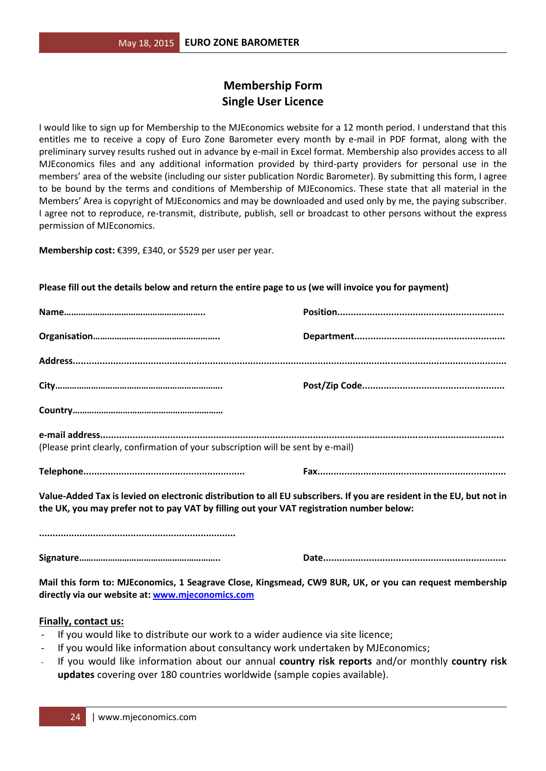# Membership Form
## Single User Licence

I would like to sign up for Membership to the MJEconomics website for a 12 month period. I understand that this entitles me to receive a copy of Euro Zone Barometer every month by e-mail in PDF format, along with the preliminary survey results rushed out in advance by e-mail in Excel format. Membership also provides access to all MJEconomics files and any additional information provided by third-party providers for personal use in the members' area of the website (including our sister publication Nordic Barometer). By submitting this form, I agree to be bound by the terms and conditions of Membership of MJEconomics. These state that all material in the Members' Area is copyright of MJEconomics and may be downloaded and used only by me, the paying subscriber. I agree not to reproduce, re-transmit, distribute, publish, sell or broadcast to other persons without the express permission of MJEconomics.

**Membership cost:** €399, £340, or $529 per user per year.

**Please fill out the details below and return the entire page to us (we will invoice you for payment)**

**Name…………………………………………………..** **Position.............................................................**

**Organisation……………………………………………..** **Department.......................................................**

**Address.............................................................................................................................................**

**City…………………………………………………………….** **Post/Zip Code....................................................**

**Country……………………………………………………**

**e-mail address...................................................................................................................................**
(Please print clearly, confirmation of your subscription will be sent by e-mail)

**Telephone..........................................................** **Fax.....................................................................**

**Value-Added Tax is levied on electronic distribution to all EU subscribers. If you are resident in the EU, but not in the UK, you may prefer not to pay VAT by filling out your VAT registration number below:**

**.......................................................................**

**Signature…………………………………………………..** **Date...................................................................**

**Mail this form to: MJEconomics, 1 Seagrave Close, Kingsmead, CW9 8UR, UK, or you can request membership directly via our website at: [www.mjeconomics.com](http://www.mjeconomics.com)**

**Finally, contact us:**

- If you would like to distribute our work to a wider audience via site licence;
- If you would like information about consultancy work undertaken by MJEconomics;
- If you would like information about our annual **country risk reports** and/or monthly **country risk updates** covering over 180 countries worldwide (sample copies available).